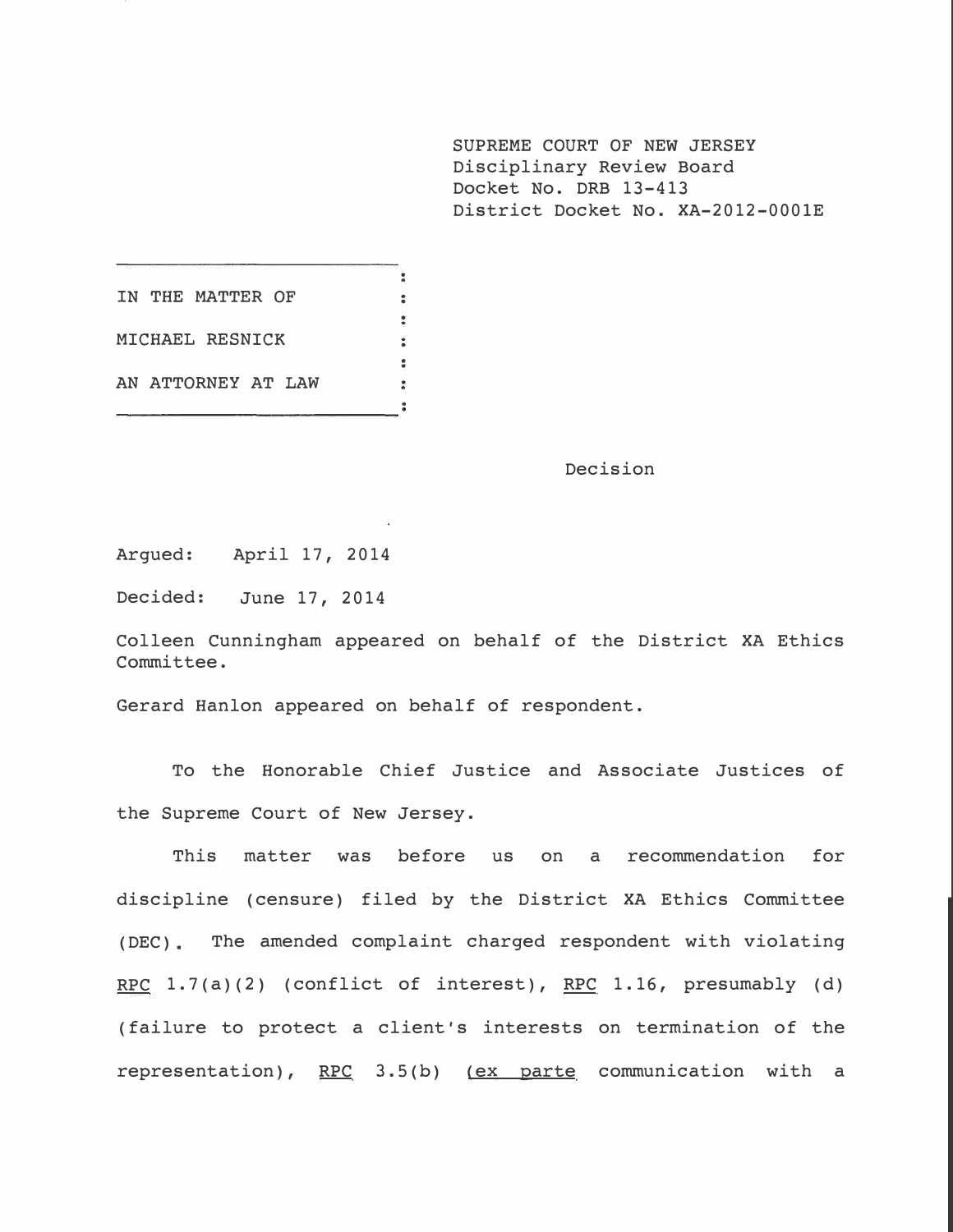SUPREME COURT OF NEW JERSEY
Disciplinary Review Board
Docket No. DRB 13-413
District Docket No. XA-2012-0001E

IN THE MATTER OF

MICHAEL RESNICK

AN ATTORNEY AT LAW

Decision

Argued: April 17, 2014

Decided: June 17, 2014

Colleen Cunningham appeared on behalf of the District XA Ethics Committee.

Gerard Hanlon appeared on behalf of respondent.

To the Honorable Chief Justice and Associate Justices of the Supreme Court of New Jersey.

This matter was before us on a recommendation for discipline (censure) filed by the District XA Ethics Committee (DEC). The amended complaint charged respondent with violating RPC 1.7(a)(2) (conflict of interest), RPC 1.16, presumably (d) (failure to protect a client's interests on termination of the representation), RPC 3.5(b) (ex parte communication with a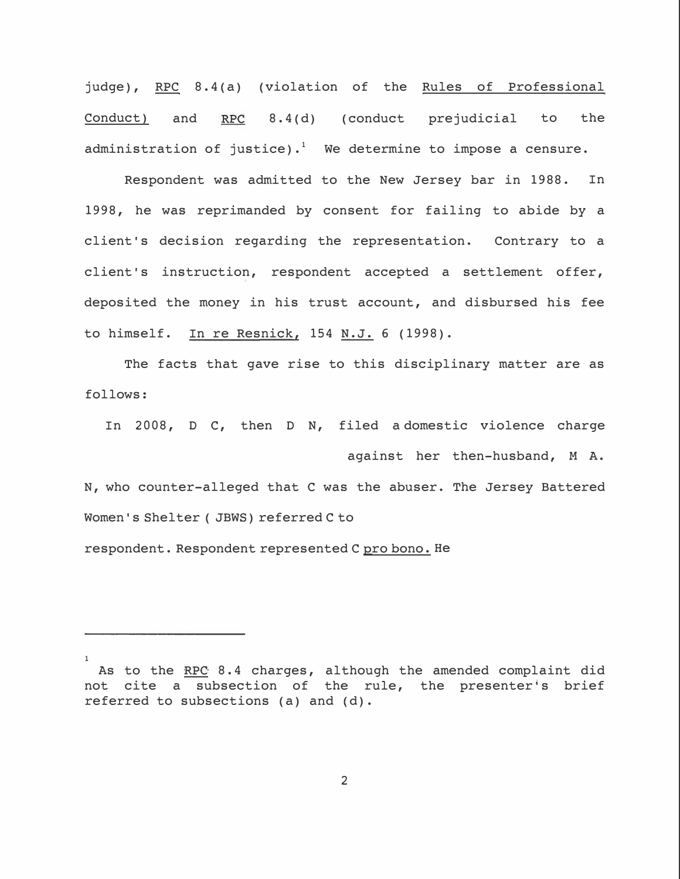judge), RPC 8.4(a) (violation of the Rules of Professional Conduct) and RPC 8.4(d) (conduct prejudicial to the administration of justice).[1] We determine to impose a censure.

Respondent was admitted to the New Jersey bar in 1988. In 1998, he was reprimanded by consent for failing to abide by a client's decision regarding the representation. Contrary to a client's instruction, respondent accepted a settlement offer, deposited the money in his trust account, and disbursed his fee to himself. In re Resnick, 154 N.J. 6 (1998).

The facts that gave rise to this disciplinary matter are as follows:

In 2008, D C, then D N, filed a domestic violence charge against her then-husband, M A. N, who counter-alleged that C was the abuser. The Jersey Battered Women's Shelter ( JBWS) referred C to respondent. Respondent represented C pro bono. He

---

[1] As to the RPC 8.4 charges, although the amended complaint did not cite a subsection of the rule, the presenter's brief referred to subsections (a) and (d).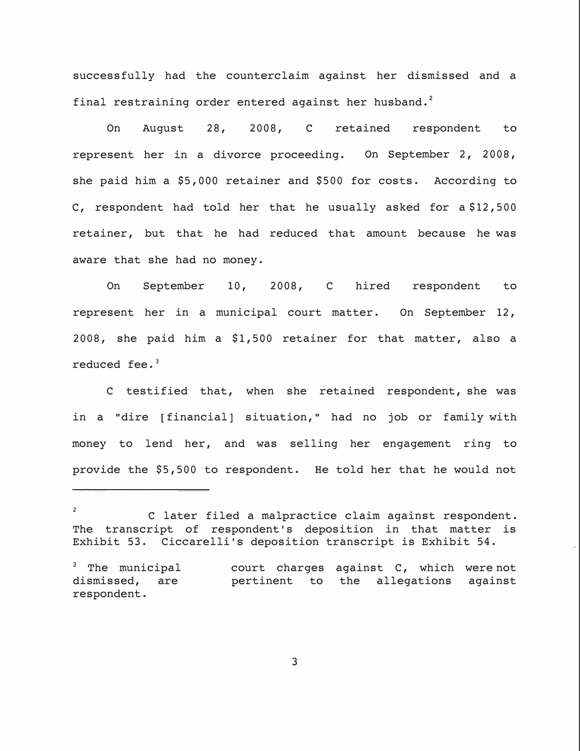successfully had the counterclaim against her dismissed and a final restraining order entered against her husband.[2]

On August 28, 2008, C retained respondent to represent her in a divorce proceeding. On September 2, 2008, she paid him a $5,000 retainer and $500 for costs. According to C, respondent had told her that he usually asked for a $12,500 retainer, but that he had reduced that amount because he was aware that she had no money.

On September 10, 2008, C hired respondent to represent her in a municipal court matter. On September 12, 2008, she paid him a $1,500 retainer for that matter, also a reduced fee.[3]

C testified that, when she retained respondent, she was in a "dire [financial] situation," had no job or family with money to lend her, and was selling her engagement ring to provide the $5,500 to respondent. He told her that he would not

---

[2] C later filed a malpractice claim against respondent. The transcript of respondent's deposition in that matter is Exhibit 53. Ciccarelli's deposition transcript is Exhibit 54.

[3] The municipal court charges against C, which were not dismissed, are pertinent to the allegations against respondent.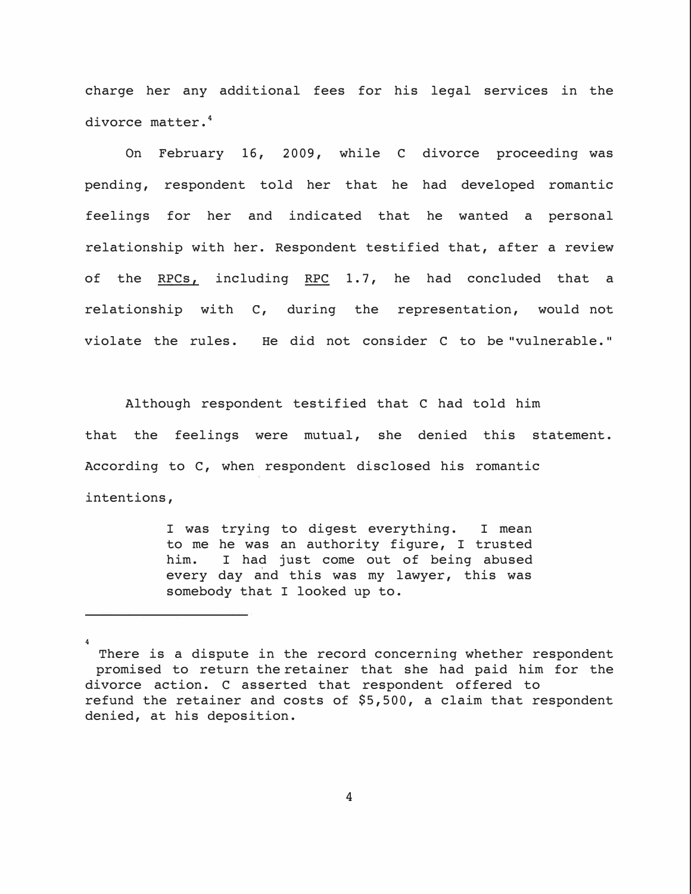charge her any additional fees for his legal services in the divorce matter.[4]

On February 16, 2009, while C divorce proceeding was pending, respondent told her that he had developed romantic feelings for her and indicated that he wanted a personal relationship with her. Respondent testified that, after a review of the RPCs, including RPC 1.7, he had concluded that a relationship with C, during the representation, would not violate the rules. He did not consider C to be "vulnerable."

Although respondent testified that C had told him that the feelings were mutual, she denied this statement. According to C, when respondent disclosed his romantic intentions,

> I was trying to digest everything. I mean to me he was an authority figure, I trusted him. I had just come out of being abused every day and this was my lawyer, this was somebody that I looked up to.

---

[4] There is a dispute in the record concerning whether respondent promised to return the retainer that she had paid him for the divorce action. C asserted that respondent offered to refund the retainer and costs of $5,500, a claim that respondent denied, at his deposition.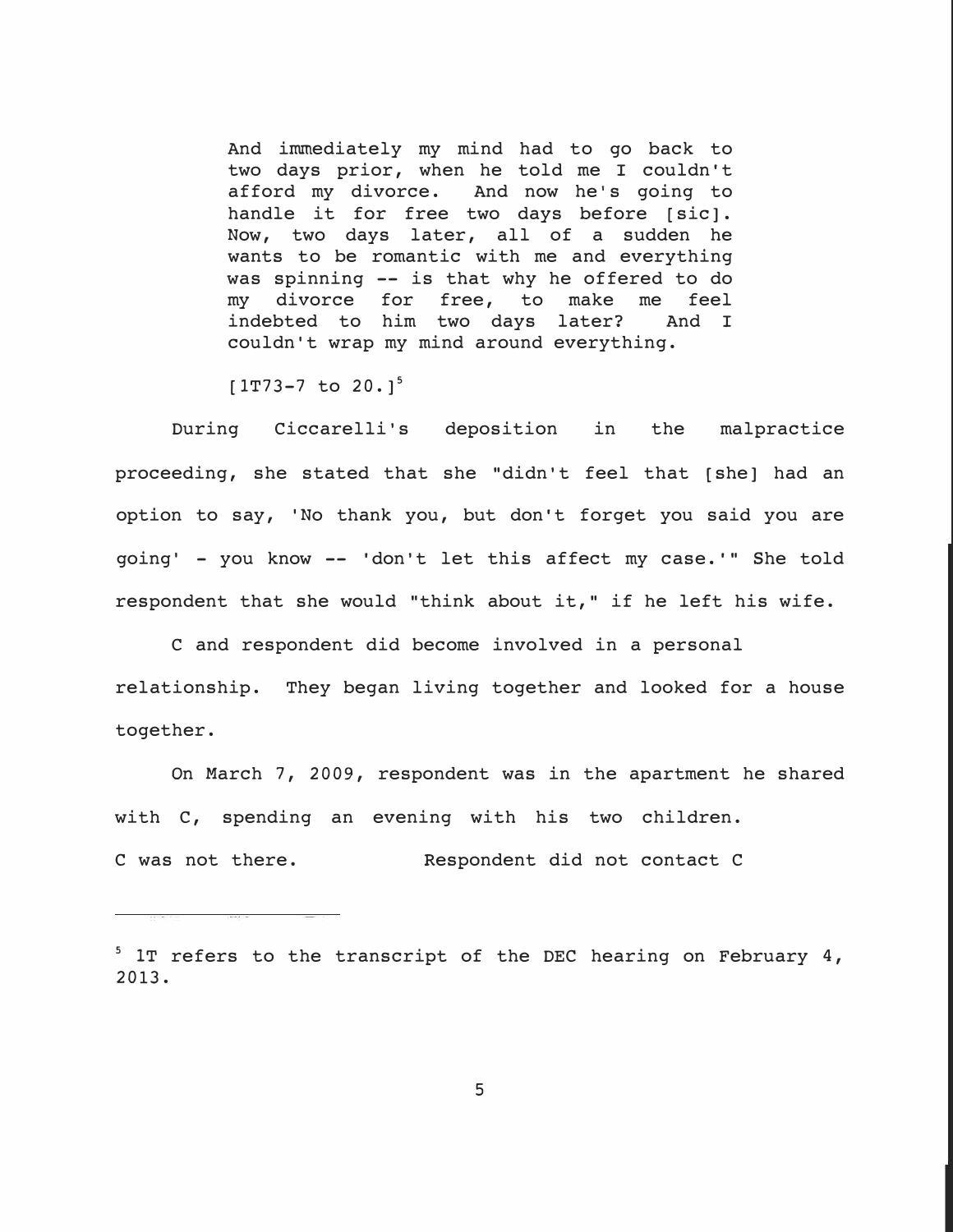> And immediately my mind had to go back to two days prior, when he told me I couldn't afford my divorce. And now he's going to handle it for free two days before [sic]. Now, two days later, all of a sudden he wants to be romantic with me and everything was spinning -- is that why he offered to do my divorce for free, to make me feel indebted to him two days later? And I couldn't wrap my mind around everything.
>
> [1T73-7 to 20.][5]

During Ciccarelli's deposition in the malpractice proceeding, she stated that she "didn't feel that [she] had an option to say, 'No thank you, but don't forget you said you are going' - you know -- 'don't let this affect my case.'" She told respondent that she would "think about it," if he left his wife.

C and respondent did become involved in a personal relationship. They began living together and looked for a house together.

On March 7, 2009, respondent was in the apartment he shared with C, spending an evening with his two children. C was not there. Respondent did not contact C

---

[5] 1T refers to the transcript of the DEC hearing on February 4, 2013.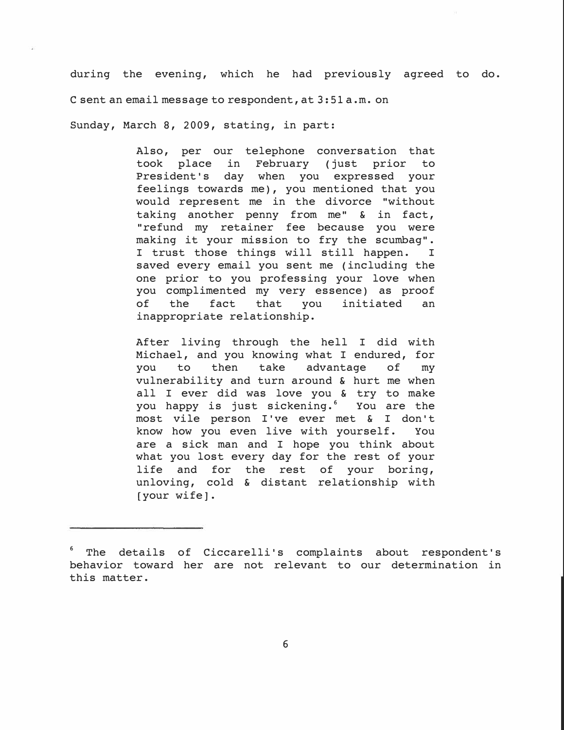during the evening, which he had previously agreed to do.

C sent an email message to respondent, at 3:51 a.m. on Sunday, March 8, 2009, stating, in part:

> Also, per our telephone conversation that took place in February (just prior to President's day when you expressed your feelings towards me), you mentioned that you would represent me in the divorce "without taking another penny from me" & in fact, "refund my retainer fee because you were making it your mission to fry the scumbag". I trust those things will still happen. I saved every email you sent me (including the one prior to you professing your love when you complimented my very essence) as proof of the fact that you initiated an inappropriate relationship.
>
> After living through the hell I did with Michael, and you knowing what I endured, for you to then take advantage of my vulnerability and turn around & hurt me when all I ever did was love you & try to make you happy is just sickening.[6] You are the most vile person I've ever met & I don't know how you even live with yourself. You are a sick man and I hope you think about what you lost every day for the rest of your life and for the rest of your boring, unloving, cold & distant relationship with [your wife].

---

[6] The details of Ciccarelli's complaints about respondent's behavior toward her are not relevant to our determination in this matter.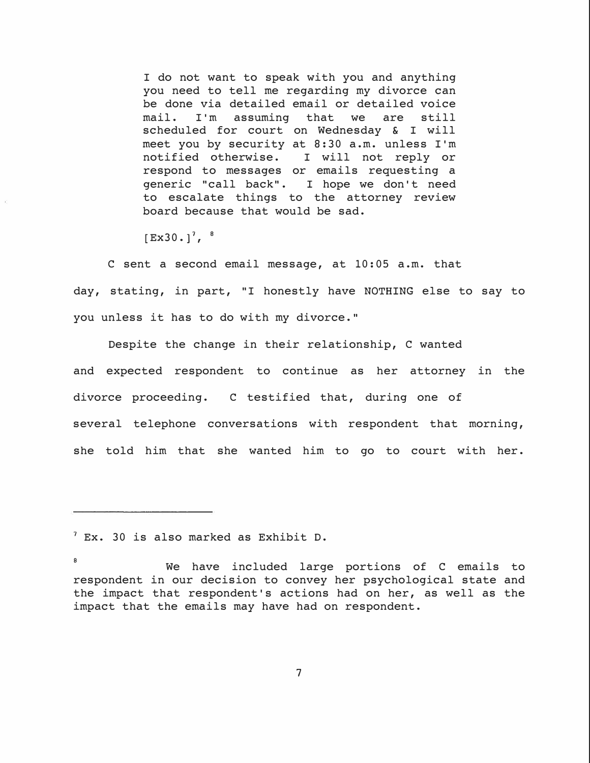> I do not want to speak with you and anything you need to tell me regarding my divorce can be done via detailed email or detailed voice mail. I'm assuming that we are still scheduled for court on Wednesday & I will meet you by security at 8:30 a.m. unless I'm notified otherwise. I will not reply or respond to messages or emails requesting a generic "call back". I hope we don't need to escalate things to the attorney review board because that would be sad.
>
> [Ex30.][7], [8]

C sent a second email message, at 10:05 a.m. that day, stating, in part, "I honestly have NOTHING else to say to you unless it has to do with my divorce."

Despite the change in their relationship, C wanted and expected respondent to continue as her attorney in the divorce proceeding. C testified that, during one of several telephone conversations with respondent that morning, she told him that she wanted him to go to court with her.

---

[7] Ex. 30 is also marked as Exhibit D.

[8] We have included large portions of C emails to respondent in our decision to convey her psychological state and the impact that respondent's actions had on her, as well as the impact that the emails may have had on respondent.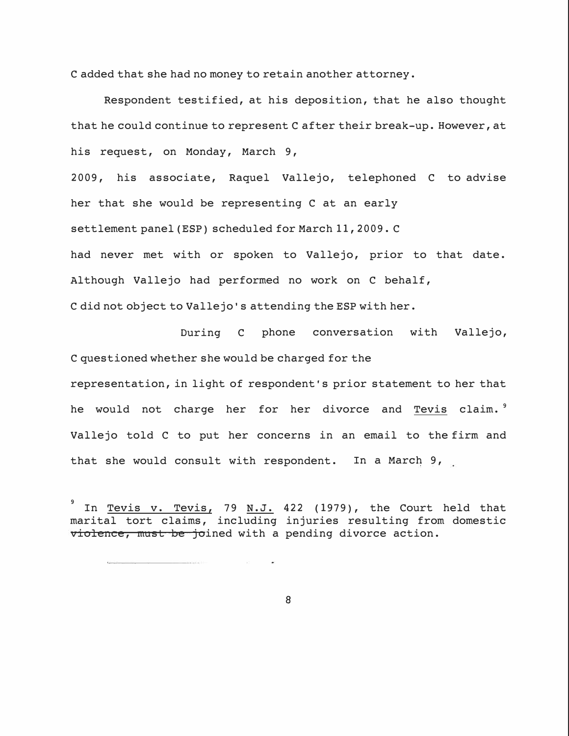C added that she had no money to retain another attorney.

Respondent testified, at his deposition, that he also thought that he could continue to represent C after their break-up. However, at his request, on Monday, March 9, 2009, his associate, Raquel Vallejo, telephoned C to advise her that she would be representing C at an early settlement panel (ESP) scheduled for March 11, 2009. C had never met with or spoken to Vallejo, prior to that date. Although Vallejo had performed no work on C behalf, C did not object to Vallejo's attending the ESP with her.

During C phone conversation with Vallejo, C questioned whether she would be charged for the representation, in light of respondent's prior statement to her that he would not charge her for her divorce and Tevis claim.[9] Vallejo told C to put her concerns in an email to the firm and that she would consult with respondent. In a March 9,

[9] In Tevis v. Tevis, 79 N.J. 422 (1979), the Court held that marital tort claims, including injuries resulting from domestic violence, must be joined with a pending divorce action.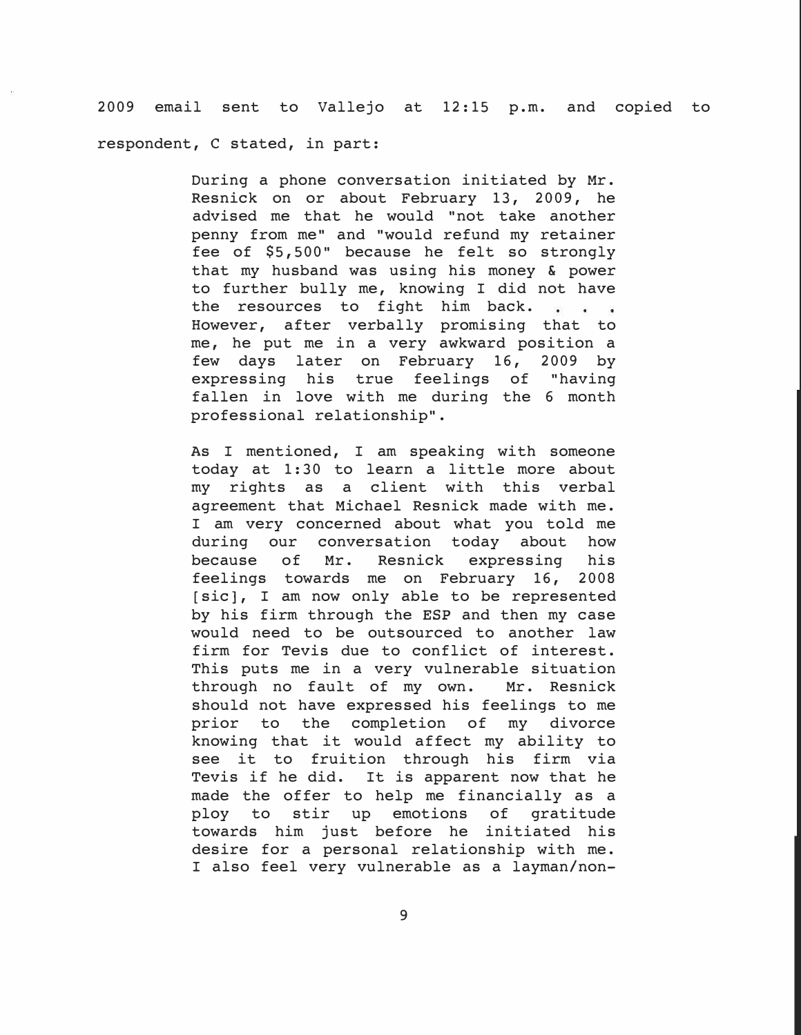2009 email sent to Vallejo at 12:15 p.m. and copied to respondent, C stated, in part:

> During a phone conversation initiated by Mr. Resnick on or about February 13, 2009, he advised me that he would "not take another penny from me" and "would refund my retainer fee of $5,500" because he felt so strongly that my husband was using his money & power to further bully me, knowing I did not have the resources to fight him back. . . . However, after verbally promising that to me, he put me in a very awkward position a few days later on February 16, 2009 by expressing his true feelings of "having fallen in love with me during the 6 month professional relationship".
>
> As I mentioned, I am speaking with someone today at 1:30 to learn a little more about my rights as a client with this verbal agreement that Michael Resnick made with me. I am very concerned about what you told me during our conversation today about how because of Mr. Resnick expressing his feelings towards me on February 16, 2008 [sic], I am now only able to be represented by his firm through the ESP and then my case would need to be outsourced to another law firm for Tevis due to conflict of interest. This puts me in a very vulnerable situation through no fault of my own. Mr. Resnick should not have expressed his feelings to me prior to the completion of my divorce knowing that it would affect my ability to see it to fruition through his firm via Tevis if he did. It is apparent now that he made the offer to help me financially as a ploy to stir up emotions of gratitude towards him just before he initiated his desire for a personal relationship with me. I also feel very vulnerable as a layman/non-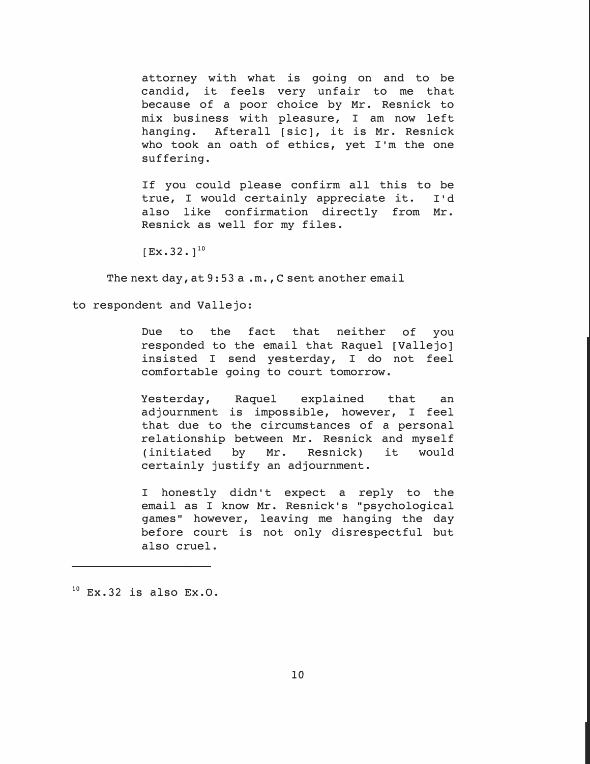> attorney with what is going on and to be candid, it feels very unfair to me that because of a poor choice by Mr. Resnick to mix business with pleasure, I am now left hanging. Afterall [sic], it is Mr. Resnick who took an oath of ethics, yet I'm the one suffering.
>
> If you could please confirm all this to be true, I would certainly appreciate it. I'd also like confirmation directly from Mr. Resnick as well for my files.
>
> [Ex.32.][10]

The next day, at 9:53 a.m., C sent another email to respondent and Vallejo:

> Due to the fact that neither of you responded to the email that Raquel [Vallejo] insisted I send yesterday, I do not feel comfortable going to court tomorrow.
>
> Yesterday, Raquel explained that an adjournment is impossible, however, I feel that due to the circumstances of a personal relationship between Mr. Resnick and myself (initiated by Mr. Resnick) it would certainly justify an adjournment.
>
> I honestly didn't expect a reply to the email as I know Mr. Resnick's "psychological games" however, leaving me hanging the day before court is not only disrespectful but also cruel.

---

[10] Ex.32 is also Ex.O.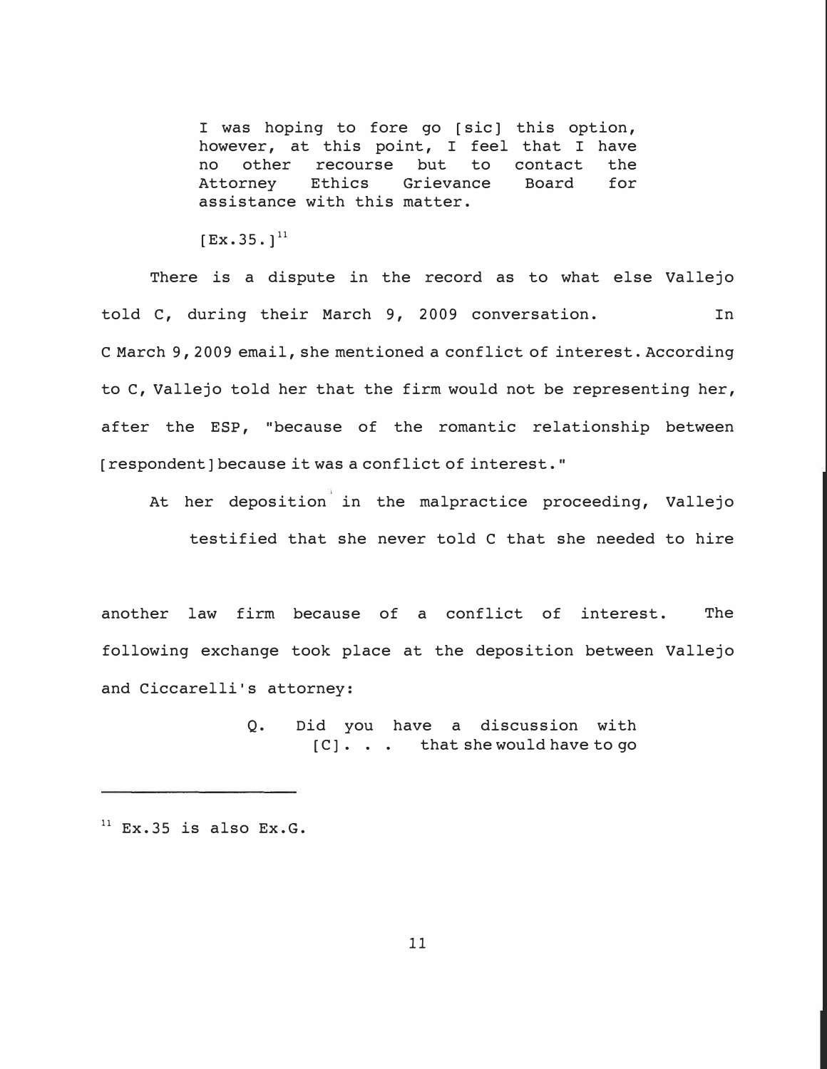> I was hoping to fore go [sic] this option, however, at this point, I feel that I have no other recourse but to contact the Attorney Ethics Grievance Board for assistance with this matter.
>
> [Ex.35.][11]

There is a dispute in the record as to what else Vallejo told C, during their March 9, 2009 conversation. In C March 9, 2009 email, she mentioned a conflict of interest. According to C, Vallejo told her that the firm would not be representing her, after the ESP, "because of the romantic relationship between [respondent] because it was a conflict of interest."

At her deposition in the malpractice proceeding, Vallejo testified that she never told C that she needed to hire another law firm because of a conflict of interest. The following exchange took place at the deposition between Vallejo and Ciccarelli's attorney:

> Q. Did you have a discussion with [C]. . . that she would have to go

---

[11] Ex.35 is also Ex.G.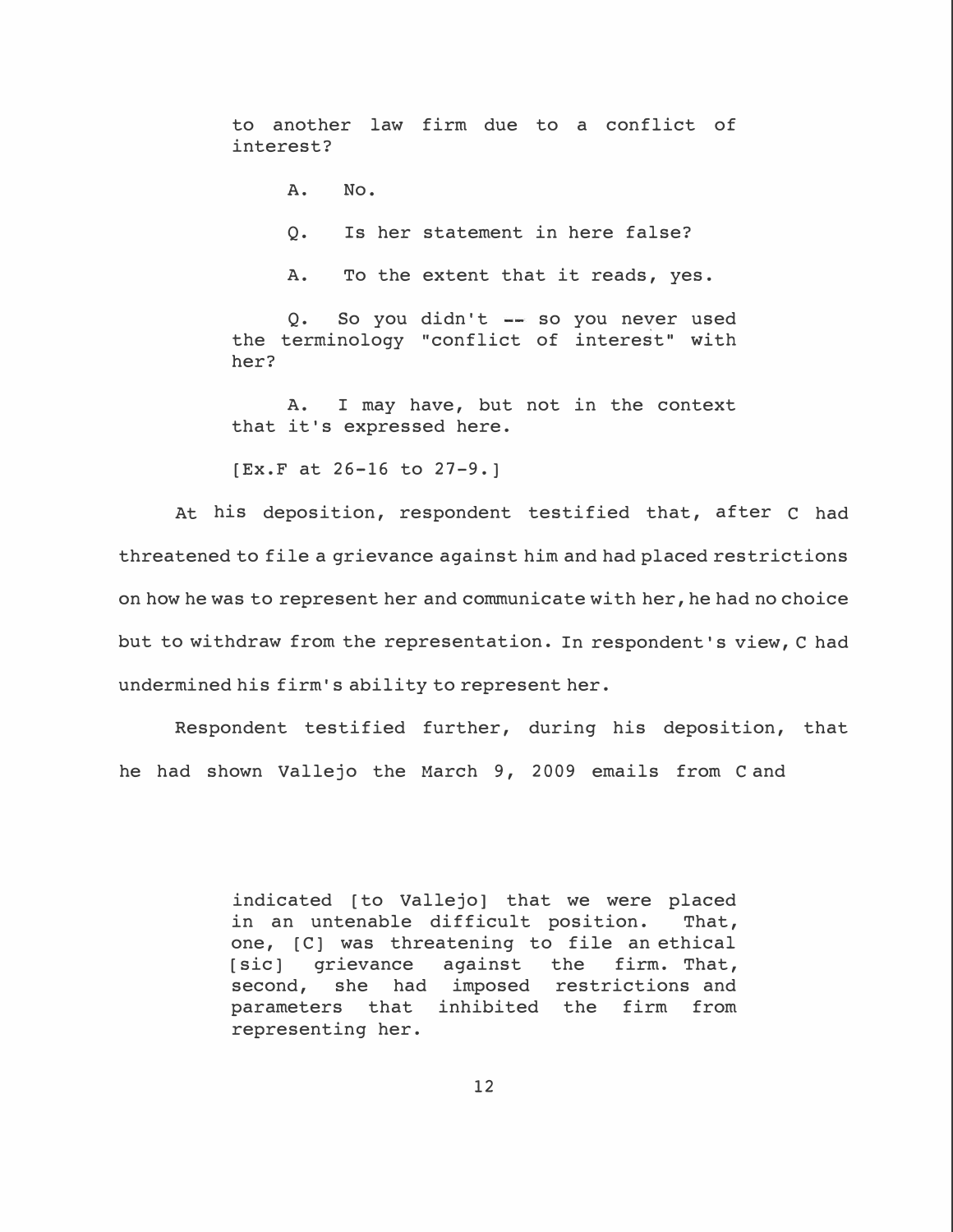> to another law firm due to a conflict of interest?
>
> A. No.
>
> Q. Is her statement in here false?
>
> A. To the extent that it reads, yes.
>
> Q. So you didn't -- so you never used the terminology "conflict of interest" with her?
>
> A. I may have, but not in the context that it's expressed here.
>
> [Ex.F at 26-16 to 27-9.]

At his deposition, respondent testified that, after C had threatened to file a grievance against him and had placed restrictions on how he was to represent her and communicate with her, he had no choice but to withdraw from the representation. In respondent's view, C had undermined his firm's ability to represent her.

Respondent testified further, during his deposition, that he had shown Vallejo the March 9, 2009 emails from C and

> indicated [to Vallejo] that we were placed in an untenable difficult position. That, one, [C] was threatening to file an ethical [sic] grievance against the firm. That, second, she had imposed restrictions and parameters that inhibited the firm from representing her.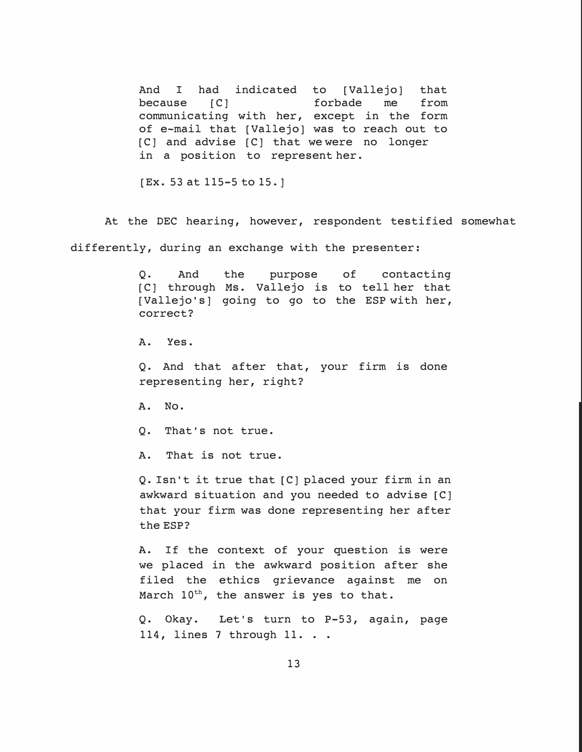> And I had indicated to [Vallejo] that because [C] forbade me from communicating with her, except in the form of e-mail that [Vallejo] was to reach out to [C] and advise [C] that we were no longer in a position to represent her.
>
> [Ex. 53 at 115-5 to 15.]

At the DEC hearing, however, respondent testified somewhat differently, during an exchange with the presenter:

> Q. And the purpose of contacting [C] through Ms. Vallejo is to tell her that [Vallejo's] going to go to the ESP with her, correct?
>
> A. Yes.
>
> Q. And that after that, your firm is done representing her, right?
>
> A. No.
>
> Q. That's not true.
>
> A. That is not true.
>
> Q. Isn't it true that [C] placed your firm in an awkward situation and you needed to advise [C] that your firm was done representing her after the ESP?
>
> A. If the context of your question is were we placed in the awkward position after she filed the ethics grievance against me on March 10th, the answer is yes to that.
>
> Q. Okay. Let's turn to P-53, again, page 114, lines 7 through 11. . .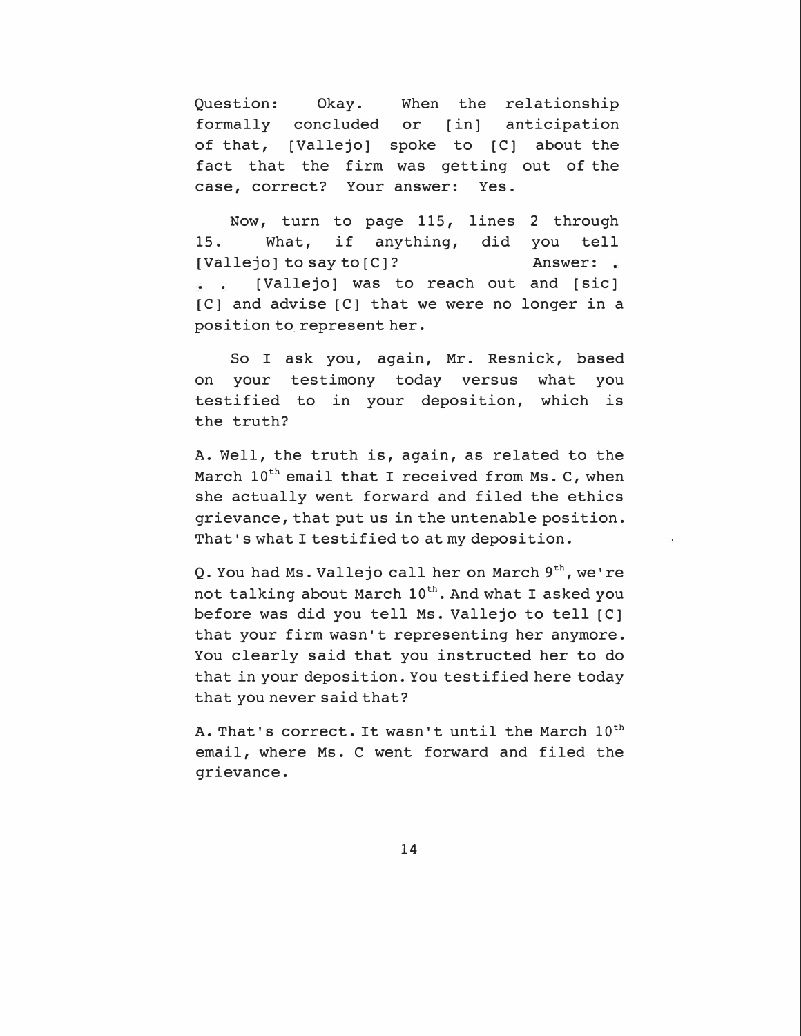Question: Okay. When the relationship formally concluded or [in] anticipation of that, [Vallejo] spoke to [C] about the fact that the firm was getting out of the case, correct? Your answer: Yes.

Now, turn to page 115, lines 2 through 15. What, if anything, did you tell [Vallejo] to say to [C]? Answer: . . . [Vallejo] was to reach out and [sic] [C] and advise [C] that we were no longer in a position to represent her.

So I ask you, again, Mr. Resnick, based on your testimony today versus what you testified to in your deposition, which is the truth?

A. Well, the truth is, again, as related to the March 10th email that I received from Ms. C, when she actually went forward and filed the ethics grievance, that put us in the untenable position. That's what I testified to at my deposition.

Q. You had Ms. Vallejo call her on March 9th, we're not talking about March 10th. And what I asked you before was did you tell Ms. Vallejo to tell [C] that your firm wasn't representing her anymore. You clearly said that you instructed her to do that in your deposition. You testified here today that you never said that?

A. That's correct. It wasn't until the March 10th email, where Ms. C went forward and filed the grievance.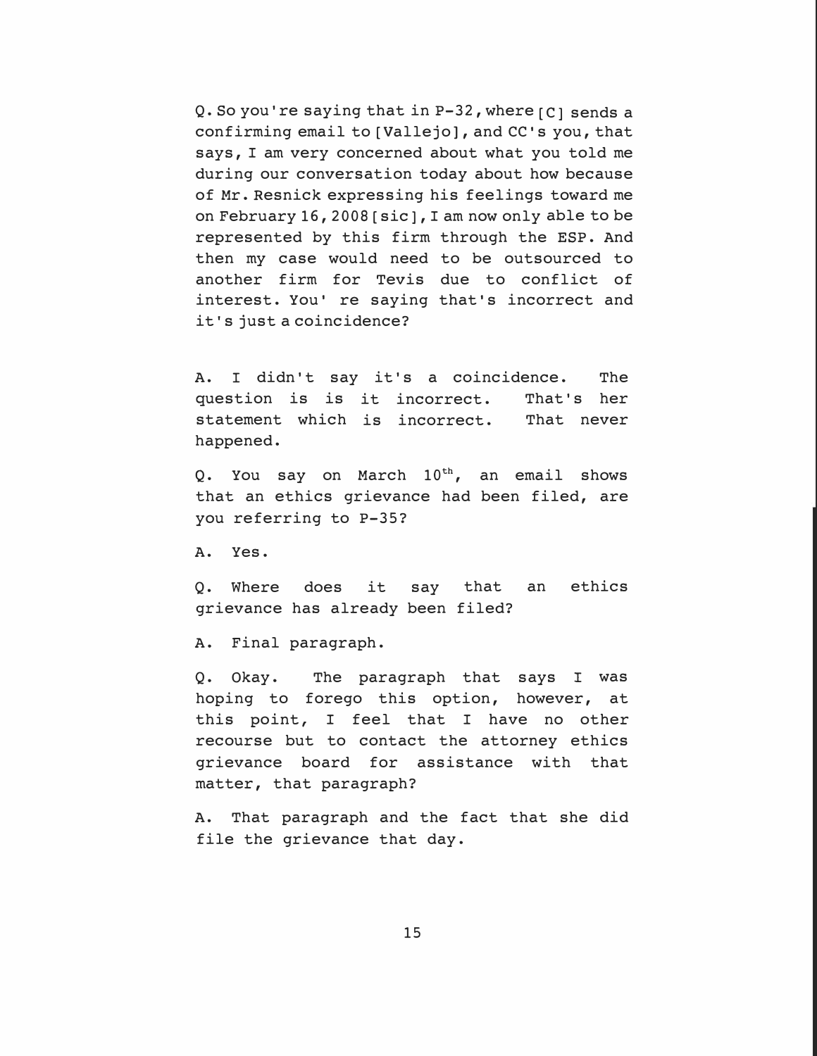Q. So you're saying that in P-32, where [C] sends a confirming email to [Vallejo], and CC's you, that says, I am very concerned about what you told me during our conversation today about how because of Mr. Resnick expressing his feelings toward me on February 16, 2008 [sic], I am now only able to be represented by this firm through the ESP. And then my case would need to be outsourced to another firm for Tevis due to conflict of interest. You' re saying that's incorrect and it's just a coincidence?

A. I didn't say it's a coincidence. The question is is it incorrect. That's her statement which is incorrect. That never happened.

Q. You say on March 10th, an email shows that an ethics grievance had been filed, are you referring to P-35?

A. Yes.

Q. Where does it say that an ethics grievance has already been filed?

A. Final paragraph.

Q. Okay. The paragraph that says I was hoping to forego this option, however, at this point, I feel that I have no other recourse but to contact the attorney ethics grievance board for assistance with that matter, that paragraph?

A. That paragraph and the fact that she did file the grievance that day.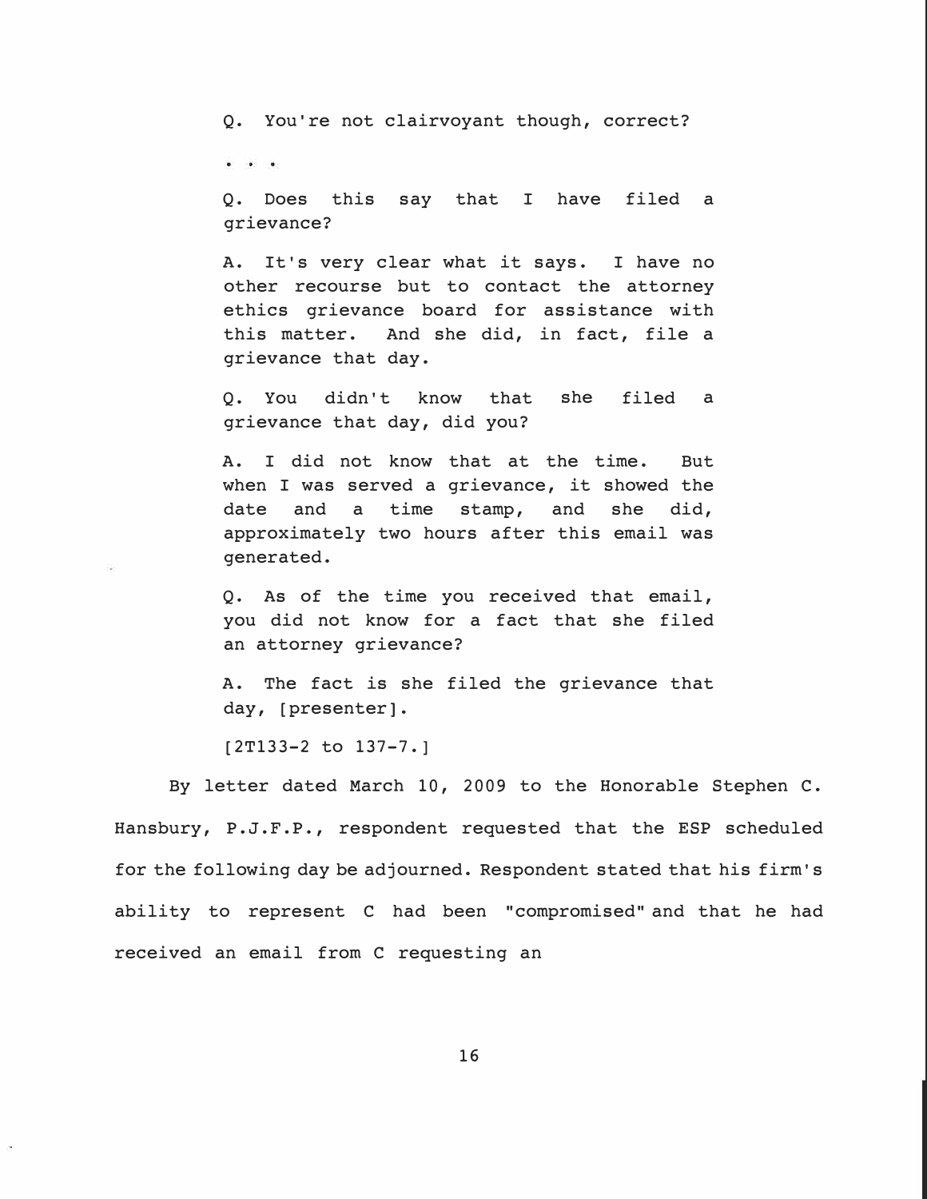> Q. You're not clairvoyant though, correct?
>
> . . .
>
> Q. Does this say that I have filed a grievance?
>
> A. It's very clear what it says. I have no other recourse but to contact the attorney ethics grievance board for assistance with this matter. And she did, in fact, file a grievance that day.
>
> Q. You didn't know that she filed a grievance that day, did you?
>
> A. I did not know that at the time. But when I was served a grievance, it showed the date and a time stamp, and she did, approximately two hours after this email was generated.
>
> Q. As of the time you received that email, you did not know for a fact that she filed an attorney grievance?
>
> A. The fact is she filed the grievance that day, [presenter].
>
> [2T133-2 to 137-7.]

By letter dated March 10, 2009 to the Honorable Stephen C. Hansbury, P.J.F.P., respondent requested that the ESP scheduled for the following day be adjourned. Respondent stated that his firm's ability to represent C had been "compromised" and that he had received an email from C requesting an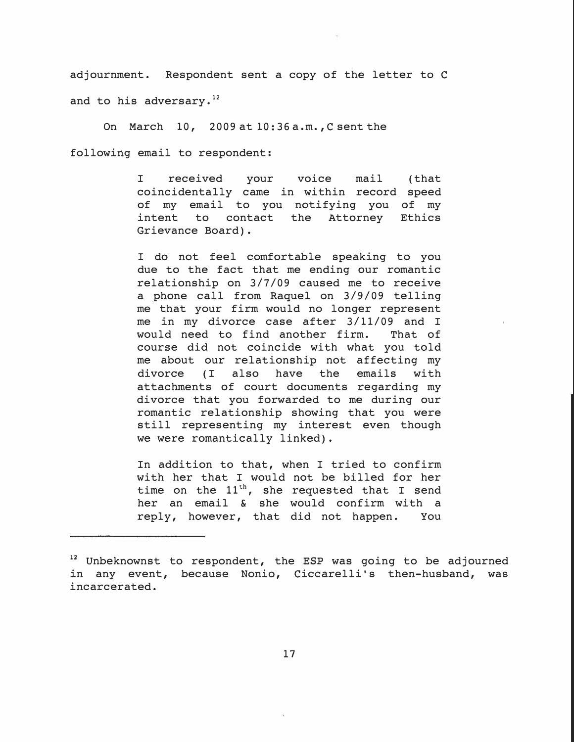adjournment. Respondent sent a copy of the letter to C and to his adversary.[12]

On March 10, 2009 at 10:36 a.m., C sent the following email to respondent:

> I received your voice mail (that coincidentally came in within record speed of my email to you notifying you of my intent to contact the Attorney Ethics Grievance Board).
>
> I do not feel comfortable speaking to you due to the fact that me ending our romantic relationship on 3/7/09 caused me to receive a phone call from Raquel on 3/9/09 telling me that your firm would no longer represent me in my divorce case after 3/11/09 and I would need to find another firm. That of course did not coincide with what you told me about our relationship not affecting my divorce (I also have the emails with attachments of court documents regarding my divorce that you forwarded to me during our romantic relationship showing that you were still representing my interest even though we were romantically linked).
>
> In addition to that, when I tried to confirm with her that I would not be billed for her time on the 11th, she requested that I send her an email & she would confirm with a reply, however, that did not happen. You

---

[12] Unbeknownst to respondent, the ESP was going to be adjourned in any event, because Nonio, Ciccarelli's then-husband, was incarcerated.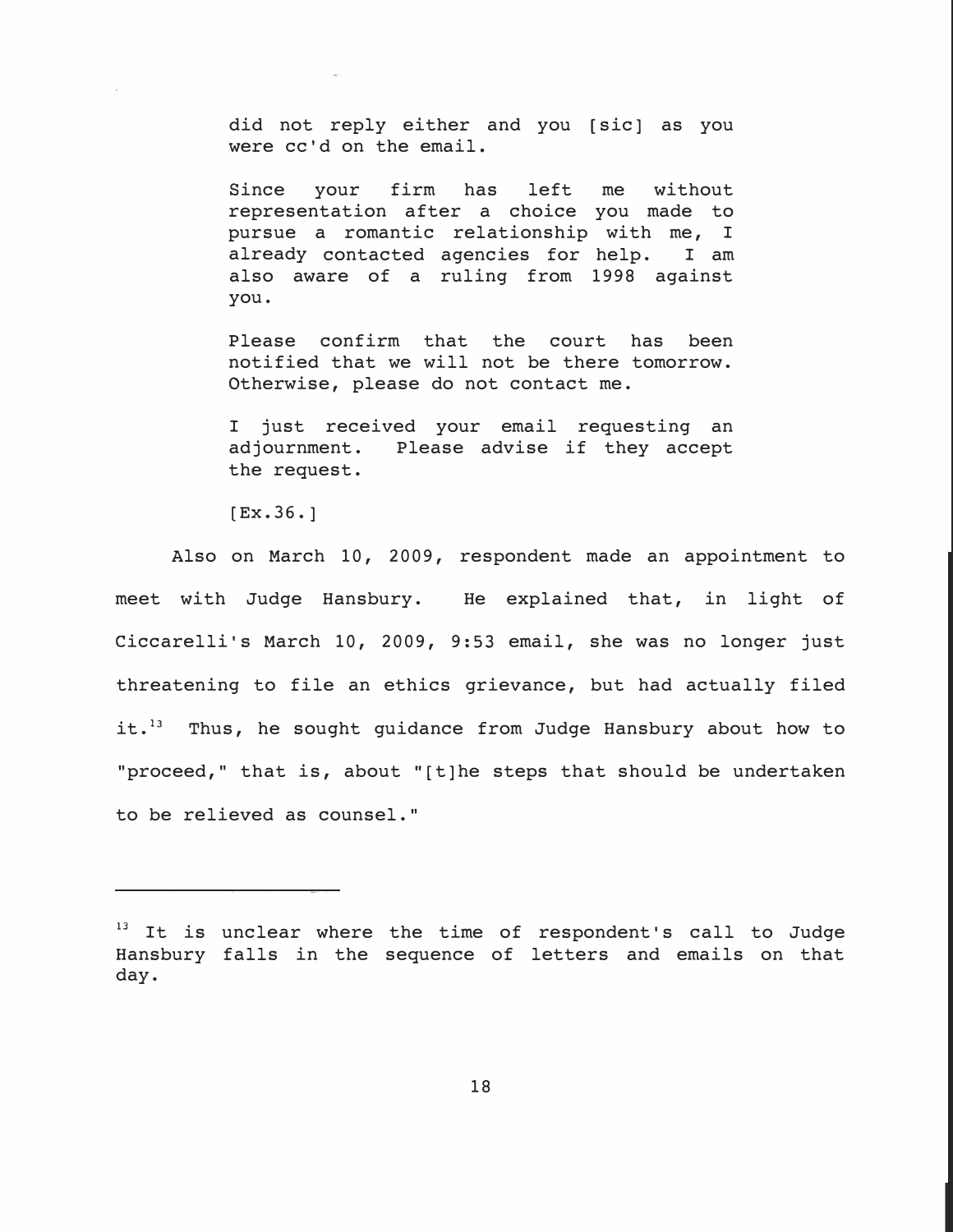> did not reply either and you [sic] as you were cc'd on the email.
>
> Since your firm has left me without representation after a choice you made to pursue a romantic relationship with me, I already contacted agencies for help. I am also aware of a ruling from 1998 against you.
>
> Please confirm that the court has been notified that we will not be there tomorrow. Otherwise, please do not contact me.
>
> I just received your email requesting an adjournment. Please advise if they accept the request.
>
> [Ex.36.]

Also on March 10, 2009, respondent made an appointment to meet with Judge Hansbury. He explained that, in light of Ciccarelli's March 10, 2009, 9:53 email, she was no longer just threatening to file an ethics grievance, but had actually filed it.[13] Thus, he sought guidance from Judge Hansbury about how to "proceed," that is, about "[t]he steps that should be undertaken to be relieved as counsel."

---

[13] It is unclear where the time of respondent's call to Judge Hansbury falls in the sequence of letters and emails on that day.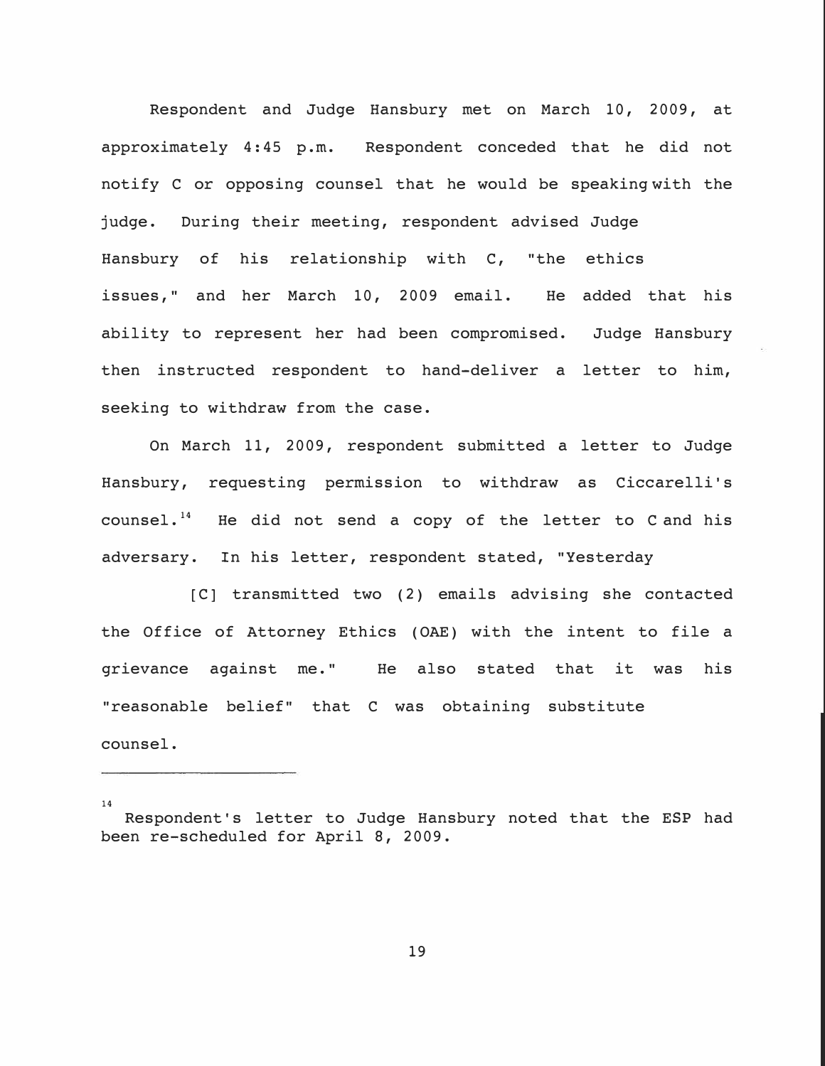Respondent and Judge Hansbury met on March 10, 2009, at approximately 4:45 p.m. Respondent conceded that he did not notify C or opposing counsel that he would be speaking with the judge. During their meeting, respondent advised Judge Hansbury of his relationship with C, "the ethics issues," and her March 10, 2009 email. He added that his ability to represent her had been compromised. Judge Hansbury then instructed respondent to hand-deliver a letter to him, seeking to withdraw from the case.

On March 11, 2009, respondent submitted a letter to Judge Hansbury, requesting permission to withdraw as Ciccarelli's counsel.[14] He did not send a copy of the letter to C and his adversary. In his letter, respondent stated, "Yesterday [C] transmitted two (2) emails advising she contacted the Office of Attorney Ethics (OAE) with the intent to file a grievance against me." He also stated that it was his "reasonable belief" that C was obtaining substitute counsel.

---

[14] Respondent's letter to Judge Hansbury noted that the ESP had been re-scheduled for April 8, 2009.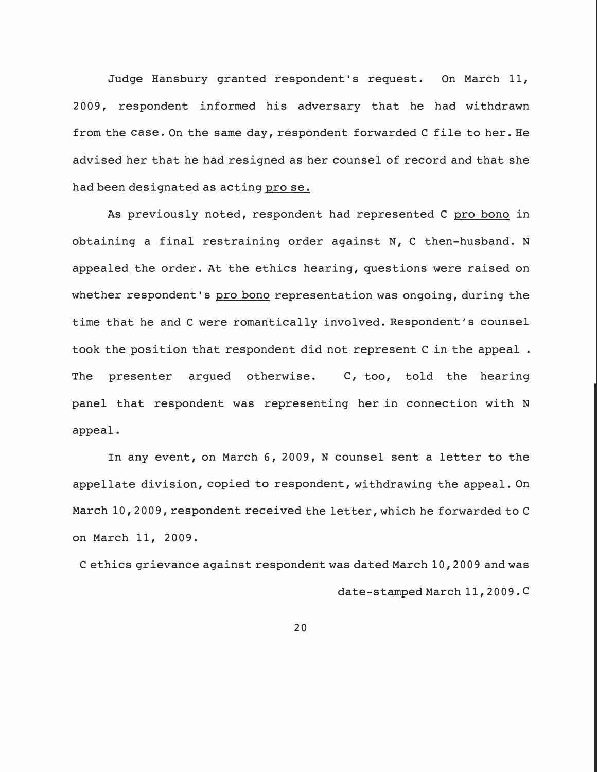Judge Hansbury granted respondent's request. On March 11, 2009, respondent informed his adversary that he had withdrawn from the case. On the same day, respondent forwarded C file to her. He advised her that he had resigned as her counsel of record and that she had been designated as acting pro se.

As previously noted, respondent had represented C pro bono in obtaining a final restraining order against N, C then-husband. N appealed the order. At the ethics hearing, questions were raised on whether respondent's pro bono representation was ongoing, during the time that he and C were romantically involved. Respondent's counsel took the position that respondent did not represent C in the appeal . The presenter argued otherwise. C, too, told the hearing panel that respondent was representing her in connection with N appeal.

In any event, on March 6, 2009, N counsel sent a letter to the appellate division, copied to respondent, withdrawing the appeal. On March 10, 2009, respondent received the letter, which he forwarded to C on March 11, 2009.

C ethics grievance against respondent was dated March 10, 2009 and was date-stamped March 11, 2009. C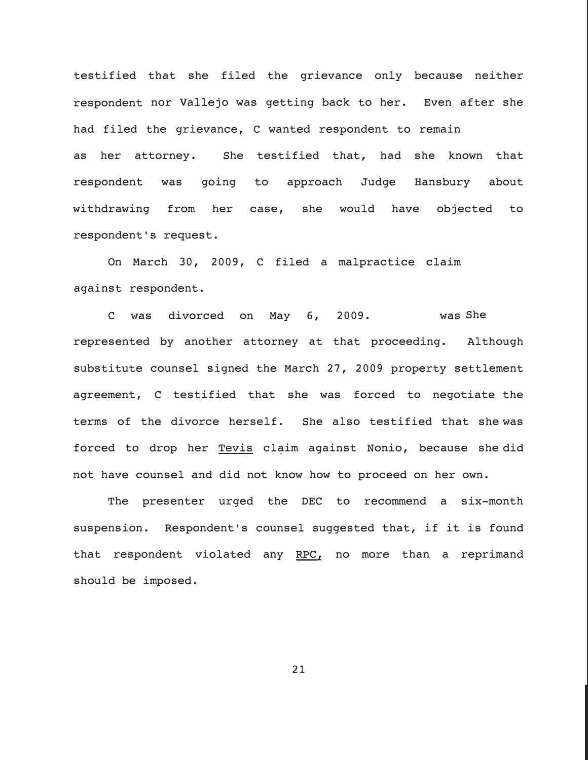testified that she filed the grievance only because neither respondent nor Vallejo was getting back to her. Even after she had filed the grievance, C wanted respondent to remain as her attorney. She testified that, had she known that respondent was going to approach Judge Hansbury about withdrawing from her case, she would have objected to respondent's request.

On March 30, 2009, C filed a malpractice claim against respondent.

C was divorced on May 6, 2009. She was represented by another attorney at that proceeding. Although substitute counsel signed the March 27, 2009 property settlement agreement, C testified that she was forced to negotiate the terms of the divorce herself. She also testified that she was forced to drop her Tevis claim against Nonio, because she did not have counsel and did not know how to proceed on her own.

The presenter urged the DEC to recommend a six-month suspension. Respondent's counsel suggested that, if it is found that respondent violated any RPC, no more than a reprimand should be imposed.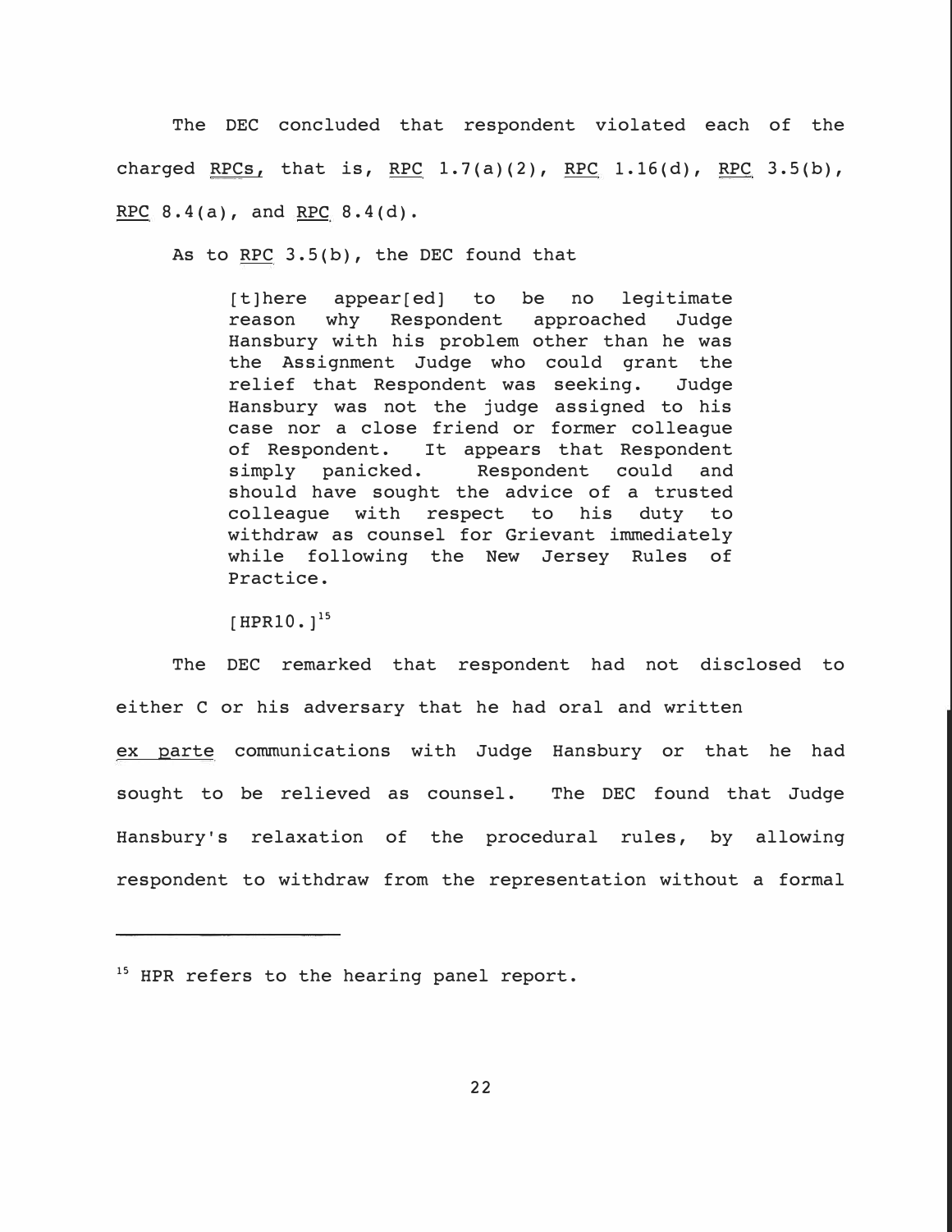The DEC concluded that respondent violated each of the charged RPCs, that is, RPC 1.7(a)(2), RPC 1.16(d), RPC 3.5(b), RPC 8.4(a), and RPC 8.4(d).

As to RPC 3.5(b), the DEC found that

> [t]here appear[ed] to be no legitimate reason why Respondent approached Judge Hansbury with his problem other than he was the Assignment Judge who could grant the relief that Respondent was seeking. Judge Hansbury was not the judge assigned to his case nor a close friend or former colleague of Respondent. It appears that Respondent simply panicked. Respondent could and should have sought the advice of a trusted colleague with respect to his duty to withdraw as counsel for Grievant immediately while following the New Jersey Rules of Practice.
>
> [HPR10.][15]

The DEC remarked that respondent had not disclosed to either C or his adversary that he had oral and written *ex parte* communications with Judge Hansbury or that he had sought to be relieved as counsel. The DEC found that Judge Hansbury's relaxation of the procedural rules, by allowing respondent to withdraw from the representation without a formal

---

[15] HPR refers to the hearing panel report.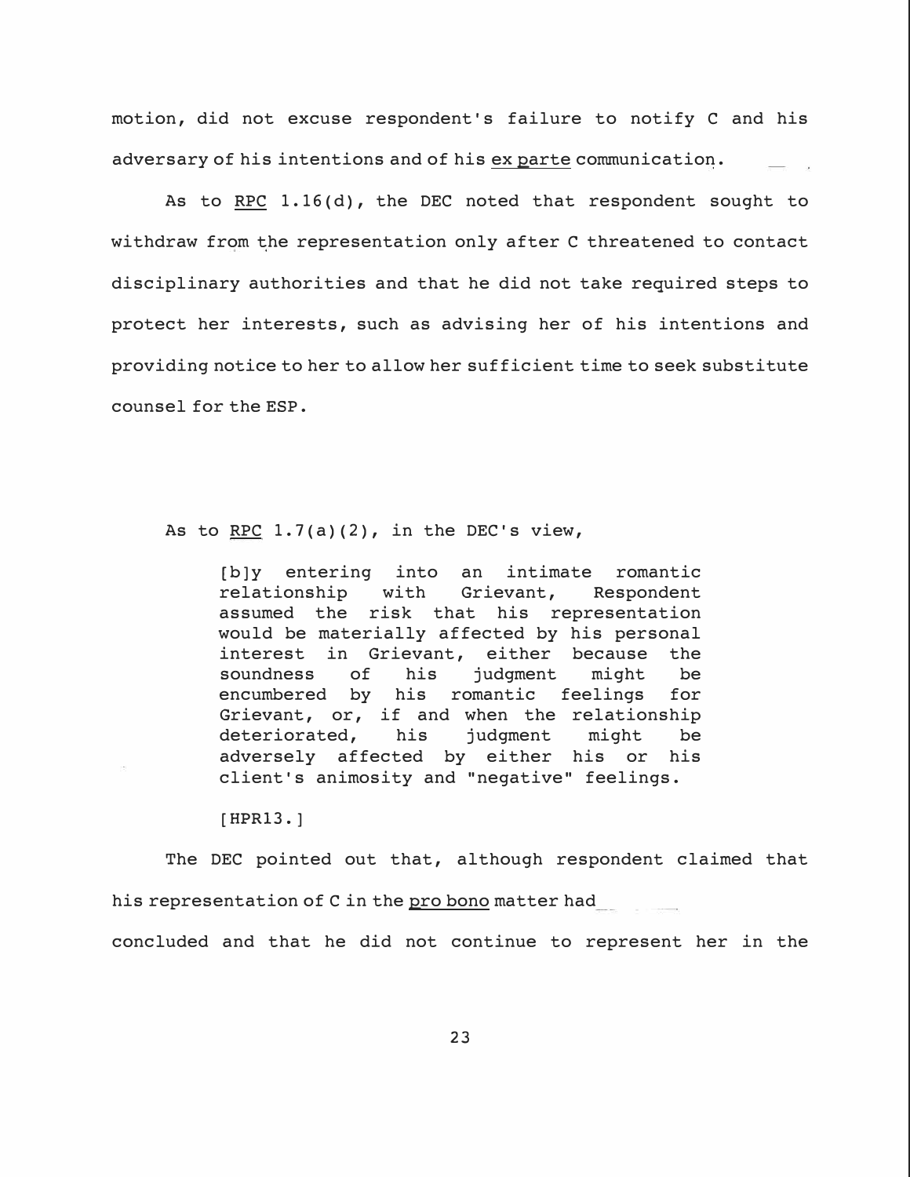motion, did not excuse respondent's failure to notify C and his adversary of his intentions and of his _ex parte_ communication.

As to _RPC_ 1.16(d), the DEC noted that respondent sought to withdraw from the representation only after C threatened to contact disciplinary authorities and that he did not take required steps to protect her interests, such as advising her of his intentions and providing notice to her to allow her sufficient time to seek substitute counsel for the ESP.

As to _RPC_ 1.7(a)(2), in the DEC's view,

> [b]y entering into an intimate romantic relationship with Grievant, Respondent assumed the risk that his representation would be materially affected by his personal interest in Grievant, either because the soundness of his judgment might be encumbered by his romantic feelings for Grievant, or, if and when the relationship deteriorated, his judgment might be adversely affected by either his or his client's animosity and "negative" feelings.
>
> [HPR13.]

The DEC pointed out that, although respondent claimed that his representation of C in the _pro bono_ matter had concluded and that he did not continue to represent her in the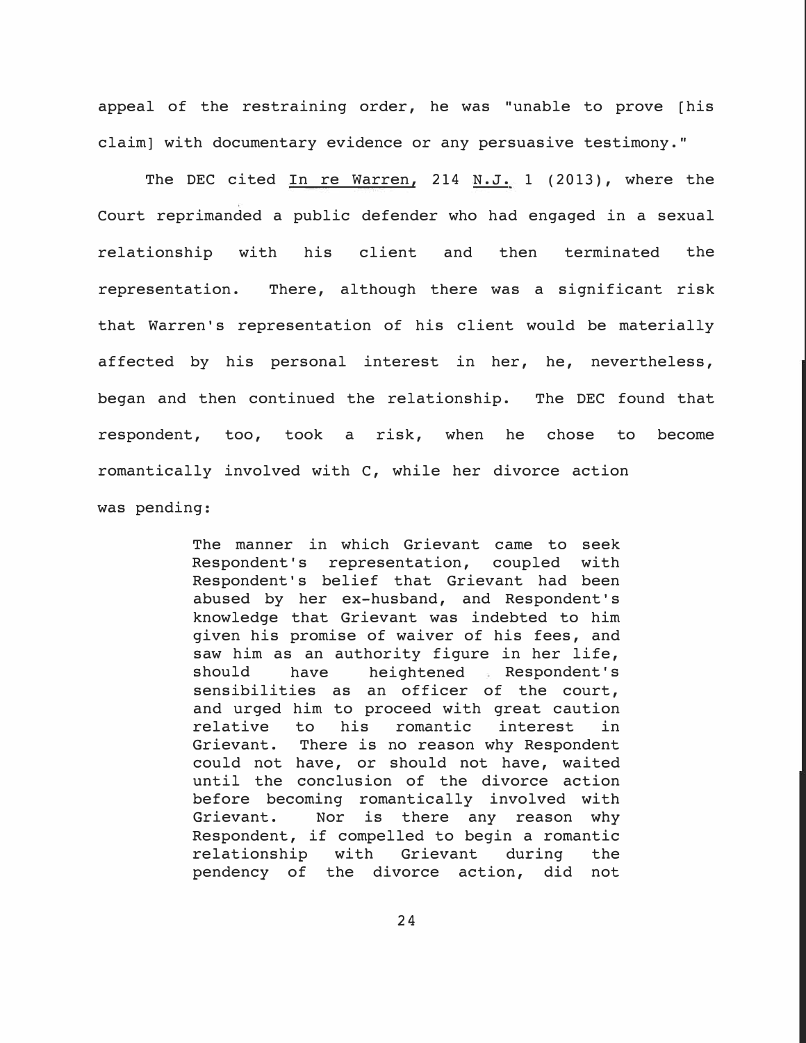appeal of the restraining order, he was "unable to prove [his claim] with documentary evidence or any persuasive testimony."

The DEC cited In re Warren, 214 N.J. 1 (2013), where the Court reprimanded a public defender who had engaged in a sexual relationship with his client and then terminated the representation. There, although there was a significant risk that Warren's representation of his client would be materially affected by his personal interest in her, he, nevertheless, began and then continued the relationship. The DEC found that respondent, too, took a risk, when he chose to become romantically involved with C, while her divorce action was pending:

> The manner in which Grievant came to seek Respondent's representation, coupled with Respondent's belief that Grievant had been abused by her ex-husband, and Respondent's knowledge that Grievant was indebted to him given his promise of waiver of his fees, and saw him as an authority figure in her life, should have heightened Respondent's sensibilities as an officer of the court, and urged him to proceed with great caution relative to his romantic interest in Grievant. There is no reason why Respondent could not have, or should not have, waited until the conclusion of the divorce action before becoming romantically involved with Grievant. Nor is there any reason why Respondent, if compelled to begin a romantic relationship with Grievant during the pendency of the divorce action, did not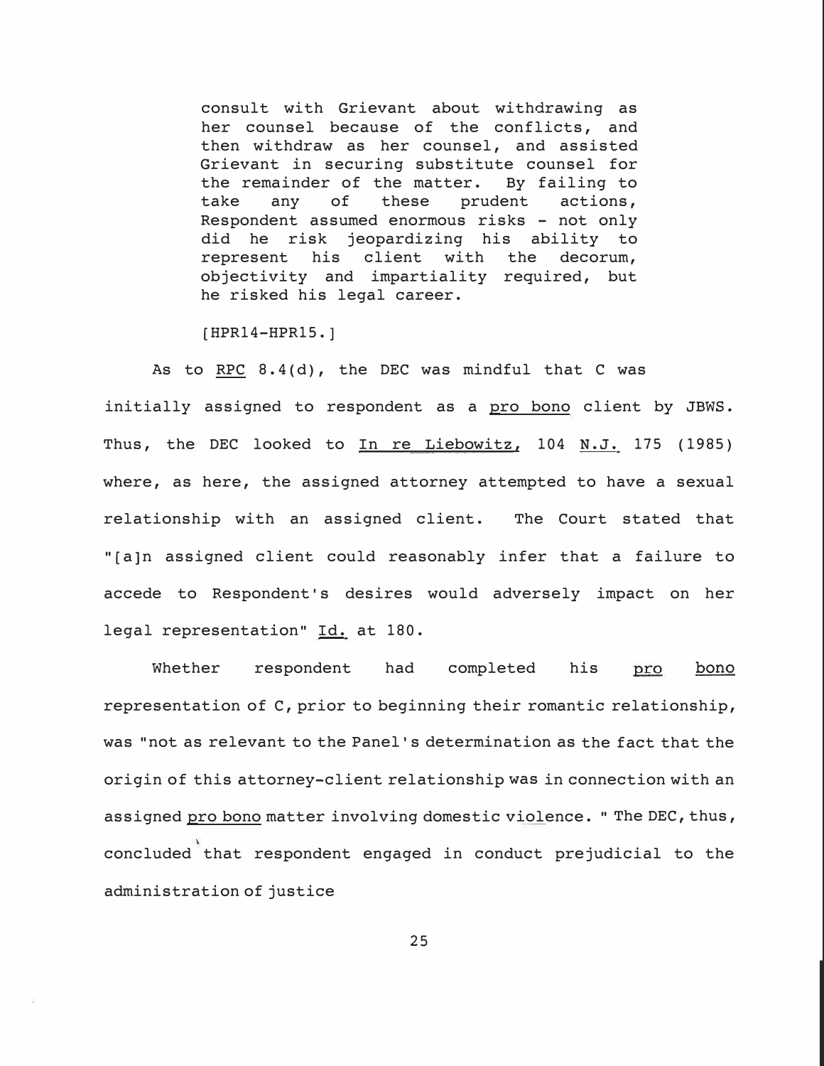> consult with Grievant about withdrawing as her counsel because of the conflicts, and then withdraw as her counsel, and assisted Grievant in securing substitute counsel for the remainder of the matter. By failing to take any of these prudent actions, Respondent assumed enormous risks - not only did he risk jeopardizing his ability to represent his client with the decorum, objectivity and impartiality required, but he risked his legal career.
>
> [HPR14-HPR15.]

As to RPC 8.4(d), the DEC was mindful that C was initially assigned to respondent as a pro bono client by JBWS. Thus, the DEC looked to In re Liebowitz, 104 N.J. 175 (1985) where, as here, the assigned attorney attempted to have a sexual relationship with an assigned client. The Court stated that "[a]n assigned client could reasonably infer that a failure to accede to Respondent's desires would adversely impact on her legal representation" Id. at 180.

Whether respondent had completed his pro bono representation of C, prior to beginning their romantic relationship, was "not as relevant to the Panel's determination as the fact that the origin of this attorney-client relationship was in connection with an assigned pro bono matter involving domestic violence." The DEC, thus, concluded that respondent engaged in conduct prejudicial to the administration of justice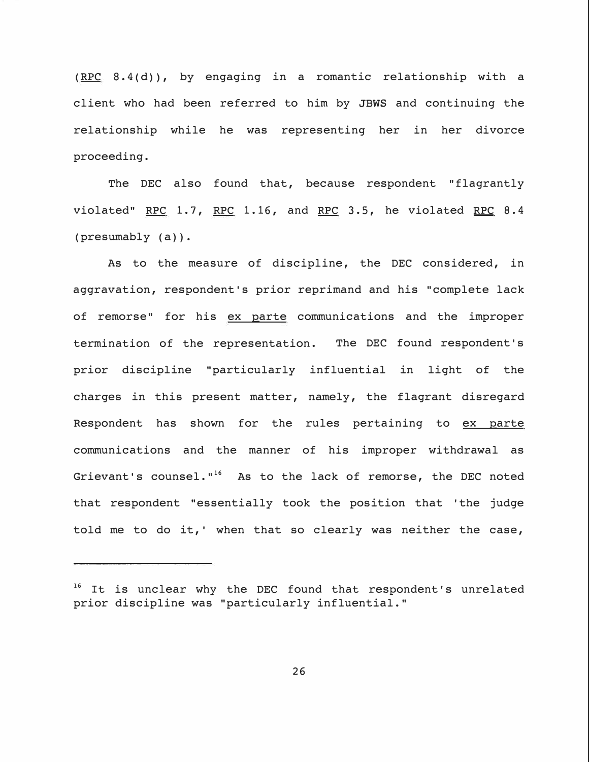(RPC 8.4(d)), by engaging in a romantic relationship with a client who had been referred to him by JBWS and continuing the relationship while he was representing her in her divorce proceeding.

The DEC also found that, because respondent "flagrantly violated" RPC 1.7, RPC 1.16, and RPC 3.5, he violated RPC 8.4 (presumably (a)).

As to the measure of discipline, the DEC considered, in aggravation, respondent's prior reprimand and his "complete lack of remorse" for his *ex parte* communications and the improper termination of the representation. The DEC found respondent's prior discipline "particularly influential in light of the charges in this present matter, namely, the flagrant disregard Respondent has shown for the rules pertaining to *ex parte* communications and the manner of his improper withdrawal as Grievant's counsel."[16] As to the lack of remorse, the DEC noted that respondent "essentially took the position that 'the judge told me to do it,' when that so clearly was neither the case,

---

[16] It is unclear why the DEC found that respondent's unrelated prior discipline was "particularly influential."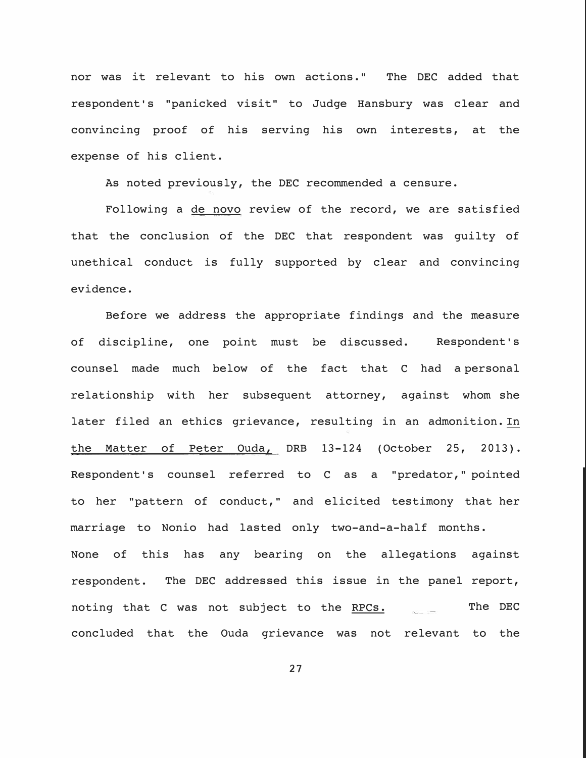nor was it relevant to his own actions." The DEC added that respondent's "panicked visit" to Judge Hansbury was clear and convincing proof of his serving his own interests, at the expense of his client.

As noted previously, the DEC recommended a censure.

Following a de novo review of the record, we are satisfied that the conclusion of the DEC that respondent was guilty of unethical conduct is fully supported by clear and convincing evidence.

Before we address the appropriate findings and the measure of discipline, one point must be discussed. Respondent's counsel made much below of the fact that C had a personal relationship with her subsequent attorney, against whom she later filed an ethics grievance, resulting in an admonition. In the Matter of Peter Ouda, DRB 13-124 (October 25, 2013). Respondent's counsel referred to C as a "predator," pointed to her "pattern of conduct," and elicited testimony that her marriage to Nonio had lasted only two-and-a-half months. None of this has any bearing on the allegations against respondent. The DEC addressed this issue in the panel report, noting that C was not subject to the RPCs. The DEC concluded that the Ouda grievance was not relevant to the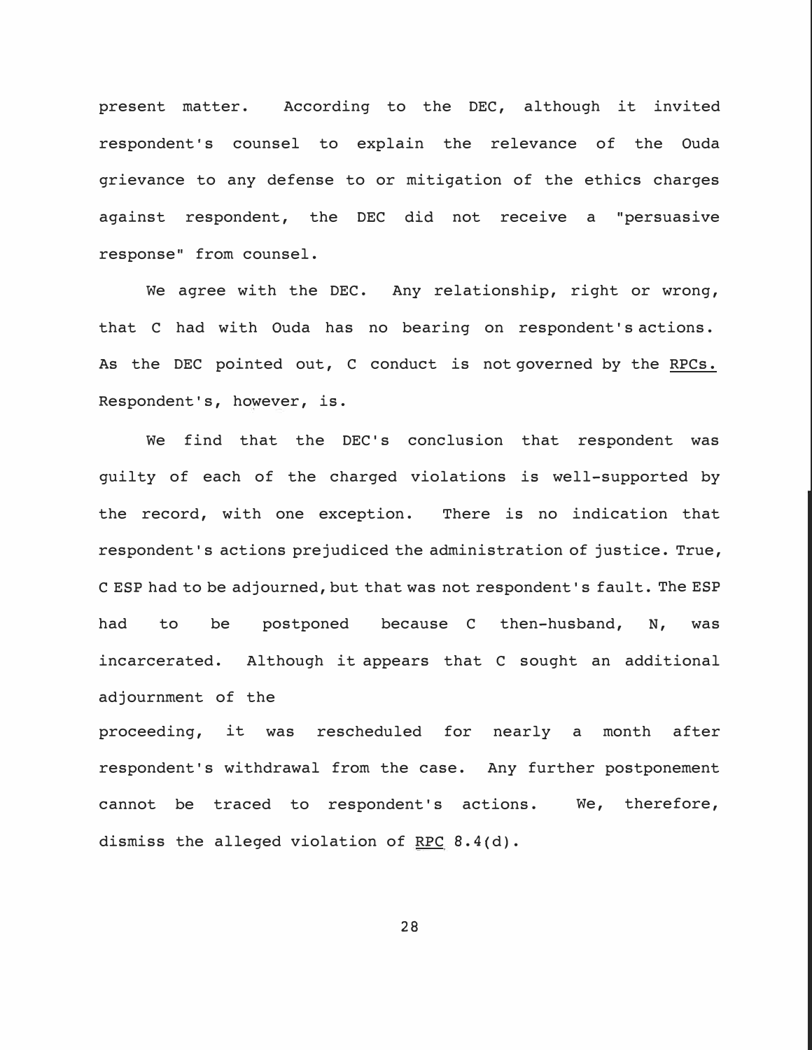present matter. According to the DEC, although it invited respondent's counsel to explain the relevance of the Ouda grievance to any defense to or mitigation of the ethics charges against respondent, the DEC did not receive a "persuasive response" from counsel.

We agree with the DEC. Any relationship, right or wrong, that C had with Ouda has no bearing on respondent's actions. As the DEC pointed out, C conduct is not governed by the RPCs. Respondent's, however, is.

We find that the DEC's conclusion that respondent was guilty of each of the charged violations is well-supported by the record, with one exception. There is no indication that respondent's actions prejudiced the administration of justice. True, C ESP had to be adjourned, but that was not respondent's fault. The ESP had to be postponed because C then-husband, N, was incarcerated. Although it appears that C sought an additional adjournment of the proceeding, it was rescheduled for nearly a month after respondent's withdrawal from the case. Any further postponement cannot be traced to respondent's actions. We, therefore, dismiss the alleged violation of RPC 8.4(d).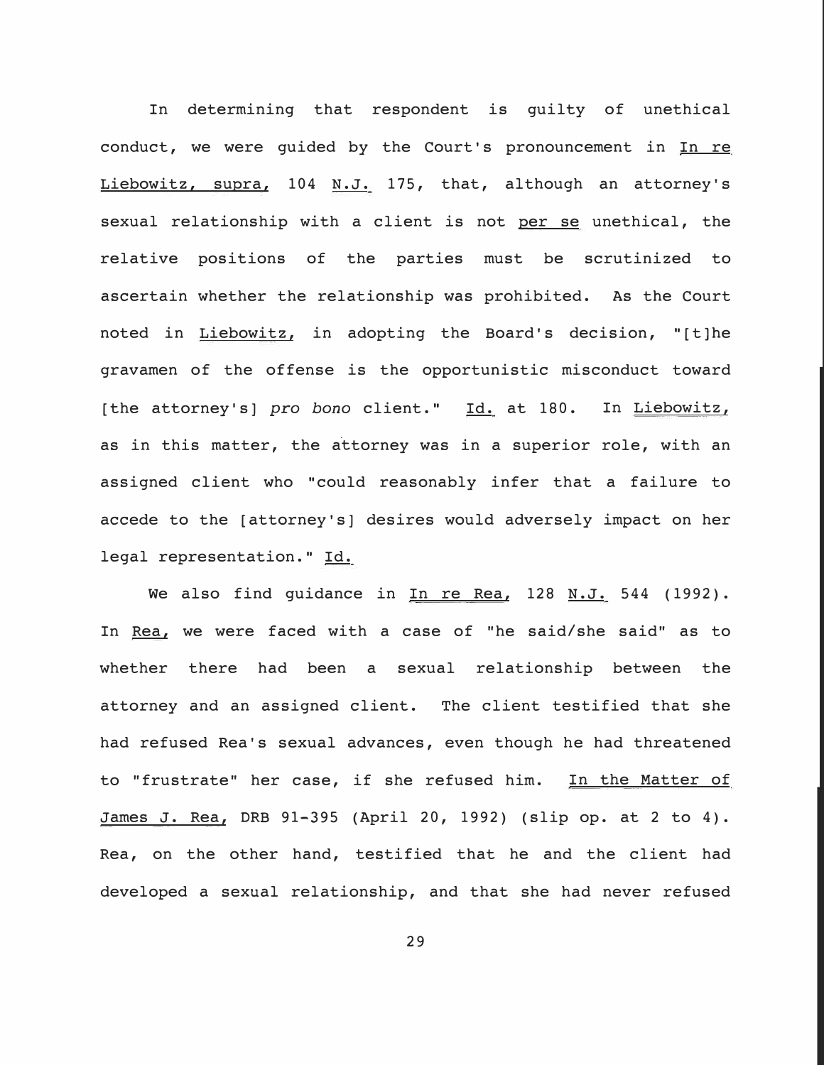In determining that respondent is guilty of unethical conduct, we were guided by the Court's pronouncement in In re Liebowitz, supra, 104 N.J. 175, that, although an attorney's sexual relationship with a client is not per se unethical, the relative positions of the parties must be scrutinized to ascertain whether the relationship was prohibited. As the Court noted in Liebowitz, in adopting the Board's decision, "[t]he gravamen of the offense is the opportunistic misconduct toward [the attorney's] *pro bono* client." Id. at 180. In Liebowitz, as in this matter, the attorney was in a superior role, with an assigned client who "could reasonably infer that a failure to accede to the [attorney's] desires would adversely impact on her legal representation." Id.

We also find guidance in In re Rea, 128 N.J. 544 (1992). In Rea, we were faced with a case of "he said/she said" as to whether there had been a sexual relationship between the attorney and an assigned client. The client testified that she had refused Rea's sexual advances, even though he had threatened to "frustrate" her case, if she refused him. In the Matter of James J. Rea, DRB 91-395 (April 20, 1992) (slip op. at 2 to 4). Rea, on the other hand, testified that he and the client had developed a sexual relationship, and that she had never refused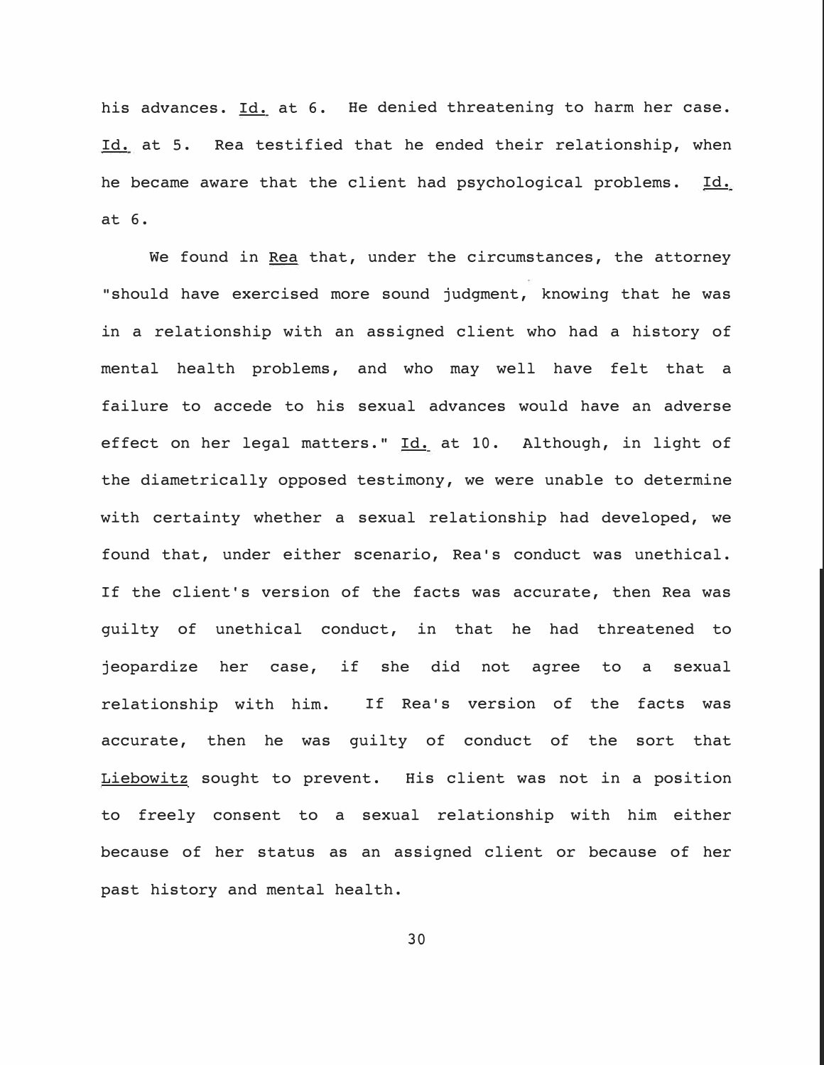his advances. Id. at 6. He denied threatening to harm her case. Id. at 5. Rea testified that he ended their relationship, when he became aware that the client had psychological problems. Id. at 6.

We found in Rea that, under the circumstances, the attorney "should have exercised more sound judgment, knowing that he was in a relationship with an assigned client who had a history of mental health problems, and who may well have felt that a failure to accede to his sexual advances would have an adverse effect on her legal matters." Id. at 10. Although, in light of the diametrically opposed testimony, we were unable to determine with certainty whether a sexual relationship had developed, we found that, under either scenario, Rea's conduct was unethical. If the client's version of the facts was accurate, then Rea was guilty of unethical conduct, in that he had threatened to jeopardize her case, if she did not agree to a sexual relationship with him. If Rea's version of the facts was accurate, then he was guilty of conduct of the sort that Liebowitz sought to prevent. His client was not in a position to freely consent to a sexual relationship with him either because of her status as an assigned client or because of her past history and mental health.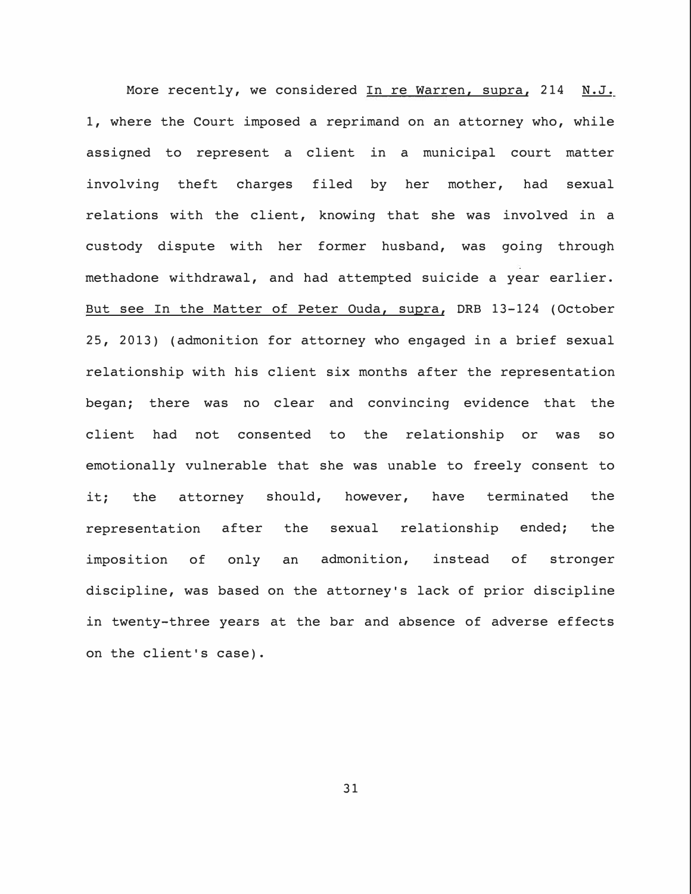More recently, we considered In re Warren, supra, 214 N.J. 1, where the Court imposed a reprimand on an attorney who, while assigned to represent a client in a municipal court matter involving theft charges filed by her mother, had sexual relations with the client, knowing that she was involved in a custody dispute with her former husband, was going through methadone withdrawal, and had attempted suicide a year earlier. But see In the Matter of Peter Ouda, supra, DRB 13-124 (October 25, 2013) (admonition for attorney who engaged in a brief sexual relationship with his client six months after the representation began; there was no clear and convincing evidence that the client had not consented to the relationship or was so emotionally vulnerable that she was unable to freely consent to it; the attorney should, however, have terminated the representation after the sexual relationship ended; the imposition of only an admonition, instead of stronger discipline, was based on the attorney's lack of prior discipline in twenty-three years at the bar and absence of adverse effects on the client's case).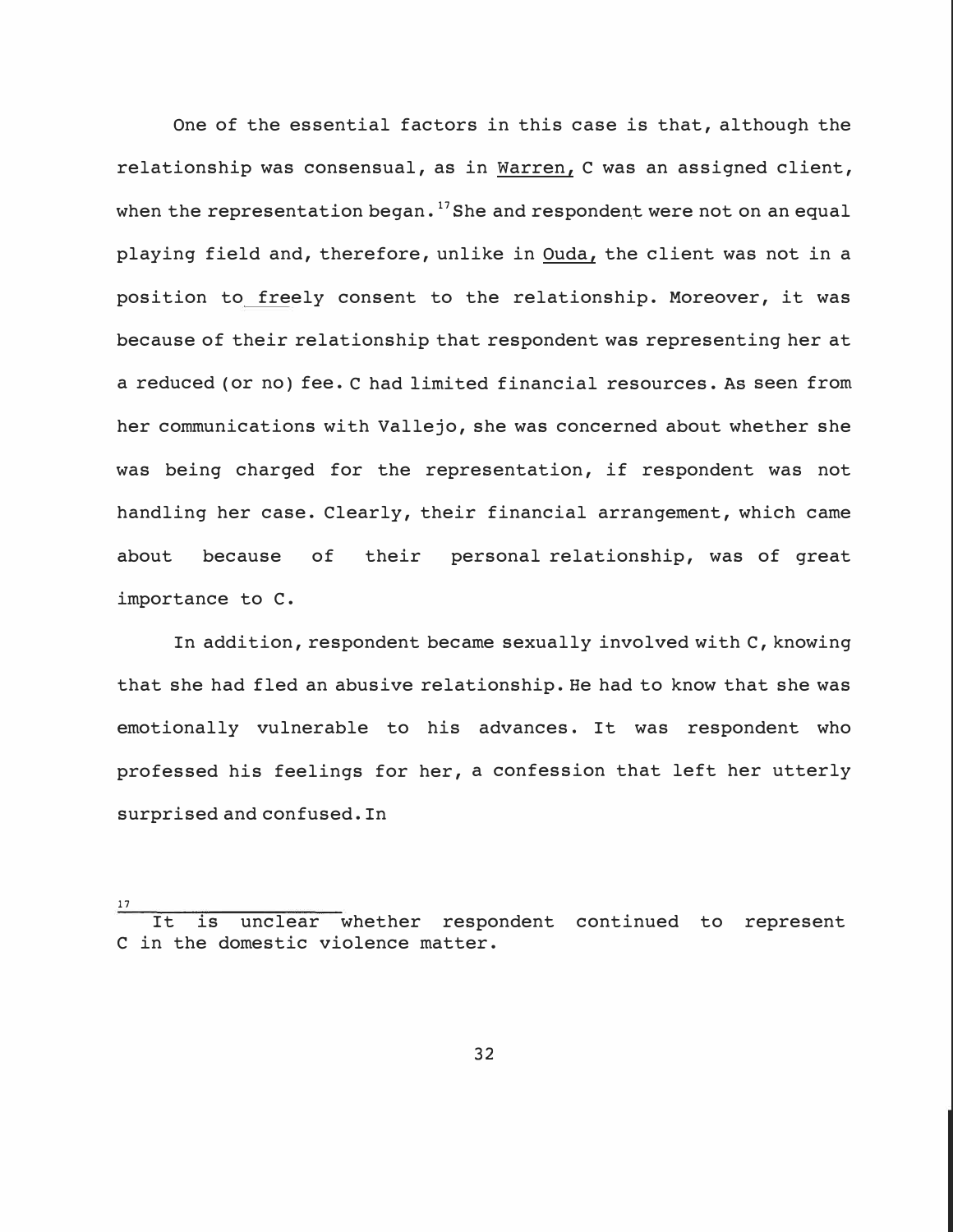One of the essential factors in this case is that, although the relationship was consensual, as in Warren, C was an assigned client, when the representation began.[17] She and respondent were not on an equal playing field and, therefore, unlike in Ouda, the client was not in a position to freely consent to the relationship. Moreover, it was because of their relationship that respondent was representing her at a reduced (or no) fee. C had limited financial resources. As seen from her communications with Vallejo, she was concerned about whether she was being charged for the representation, if respondent was not handling her case. Clearly, their financial arrangement, which came about because of their personal relationship, was of great importance to C.

In addition, respondent became sexually involved with C, knowing that she had fled an abusive relationship. He had to know that she was emotionally vulnerable to his advances. It was respondent who professed his feelings for her, a confession that left her utterly surprised and confused. In

---

[17] It is unclear whether respondent continued to represent C in the domestic violence matter.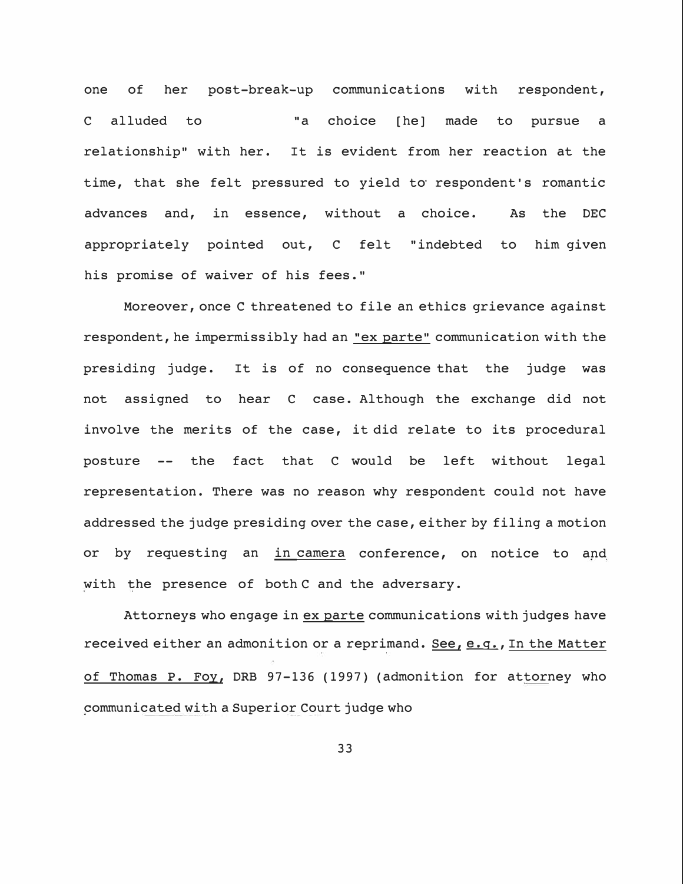one of her post-break-up communications with respondent, C alluded to "a choice [he] made to pursue a relationship" with her. It is evident from her reaction at the time, that she felt pressured to yield to respondent's romantic advances and, in essence, without a choice. As the DEC appropriately pointed out, C felt "indebted to him given his promise of waiver of his fees."

Moreover, once C threatened to file an ethics grievance against respondent, he impermissibly had an "ex parte" communication with the presiding judge. It is of no consequence that the judge was not assigned to hear C case. Although the exchange did not involve the merits of the case, it did relate to its procedural posture -- the fact that C would be left without legal representation. There was no reason why respondent could not have addressed the judge presiding over the case, either by filing a motion or by requesting an in camera conference, on notice to and with the presence of both C and the adversary.

Attorneys who engage in ex parte communications with judges have received either an admonition or a reprimand. See, e.g., In the Matter of Thomas P. Foy, DRB 97-136 (1997) (admonition for attorney who communicated with a Superior Court judge who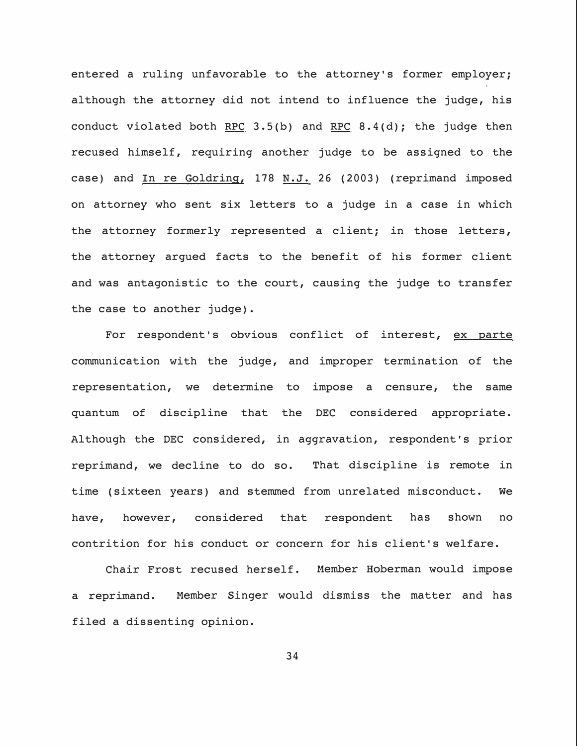entered a ruling unfavorable to the attorney's former employer; although the attorney did not intend to influence the judge, his conduct violated both RPC 3.5(b) and RPC 8.4(d); the judge then recused himself, requiring another judge to be assigned to the case) and In re Goldring, 178 N.J. 26 (2003) (reprimand imposed on attorney who sent six letters to a judge in a case in which the attorney formerly represented a client; in those letters, the attorney argued facts to the benefit of his former client and was antagonistic to the court, causing the judge to transfer the case to another judge).

For respondent's obvious conflict of interest, ex parte communication with the judge, and improper termination of the representation, we determine to impose a censure, the same quantum of discipline that the DEC considered appropriate. Although the DEC considered, in aggravation, respondent's prior reprimand, we decline to do so. That discipline is remote in time (sixteen years) and stemmed from unrelated misconduct. We have, however, considered that respondent has shown no contrition for his conduct or concern for his client's welfare.

Chair Frost recused herself. Member Hoberman would impose a reprimand. Member Singer would dismiss the matter and has filed a dissenting opinion.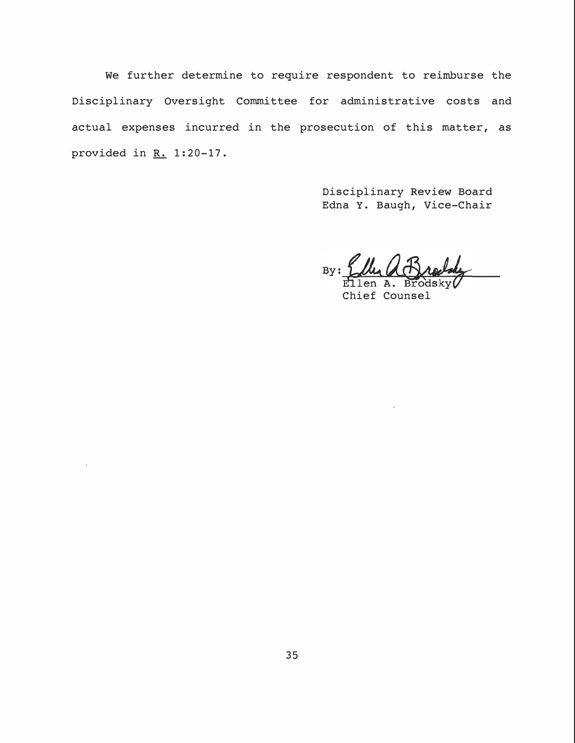We further determine to require respondent to reimburse the Disciplinary Oversight Committee for administrative costs and actual expenses incurred in the prosecution of this matter, as provided in R. 1:20-17.

Disciplinary Review Board
Edna Y. Baugh, Vice-Chair

By: Ellen A. Brodsky
Ellen A. Brodsky
Chief Counsel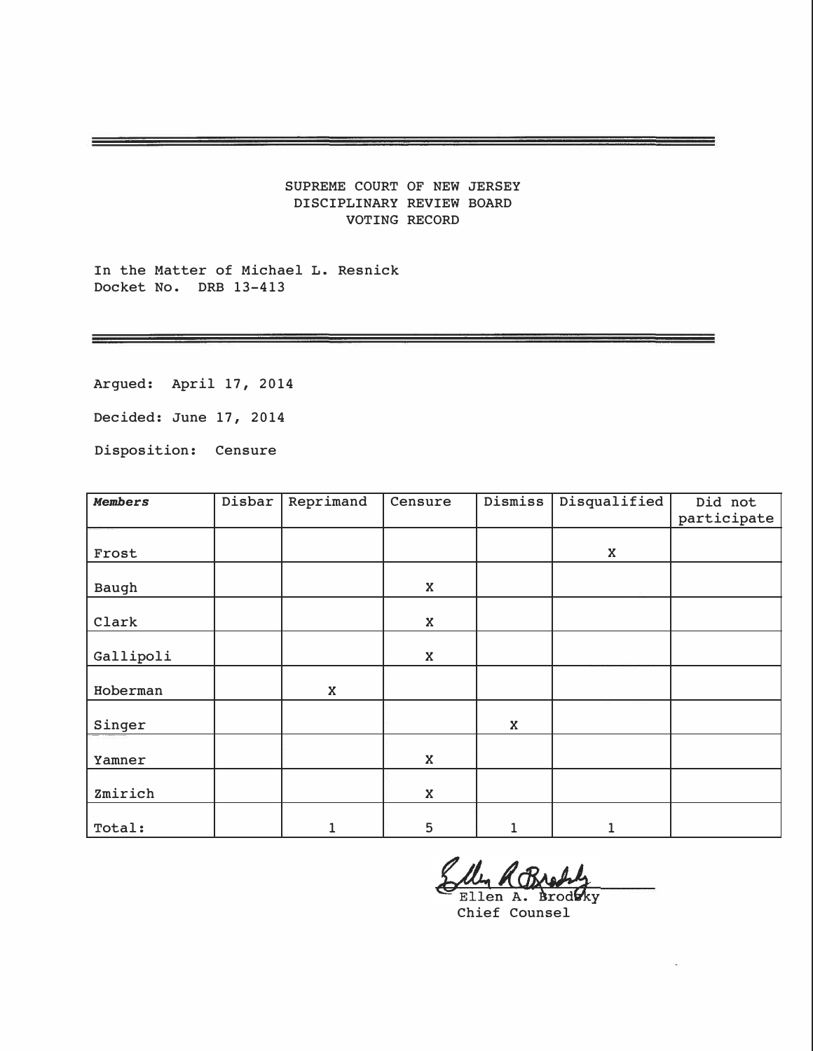SUPREME COURT OF NEW JERSEY
DISCIPLINARY REVIEW BOARD
VOTING RECORD

In the Matter of Michael L. Resnick
Docket No. DRB 13-413

Argued: April 17, 2014

Decided: June 17, 2014

Disposition: Censure

| ***Members*** | Disbar | Reprimand | Censure | Dismiss | Disqualified | Did not participate |
|---|---|---|---|---|---|---|
| Frost | | | | | X | |
| Baugh | | | X | | | |
| Clark | | | X | | | |
| Gallipoli | | | X | | | |
| Hoberman | | X | | | | |
| Singer | | | | X | | |
| Yamner | | | X | | | |
| Zmirich | | | X | | | |
| Total: | | 1 | 5 | 1 | 1 | |

Ellen A. Brodsky
Chief Counsel